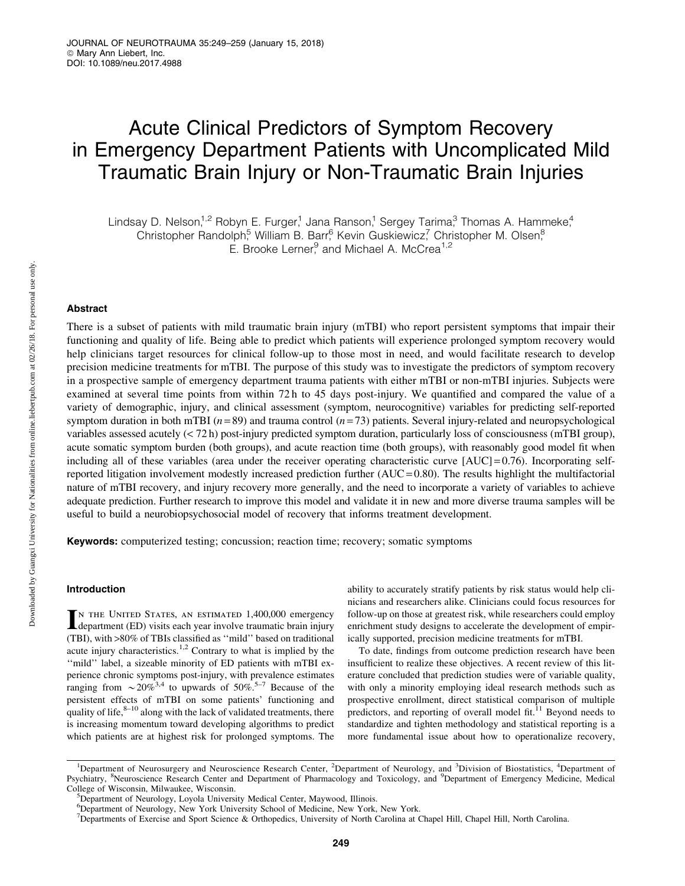# Acute Clinical Predictors of Symptom Recovery in Emergency Department Patients with Uncomplicated Mild Traumatic Brain Injury or Non-Traumatic Brain Injuries

Lindsay D. Nelson,[1,2] Robyn E. Furger,[1] Jana Ranson,[1] Sergey Tarima,[3] Thomas A. Hammeke,[4] Christopher Randolph,[5] William B. Barr,[6] Kevin Guskiewicz,[7] Christopher M. Olsen,[8] E. Brooke Lerner,[9] and Michael A. McCrea[1,2]

## Abstract

There is a subset of patients with mild traumatic brain injury (mTBI) who report persistent symptoms that impair their functioning and quality of life. Being able to predict which patients will experience prolonged symptom recovery would help clinicians target resources for clinical follow-up to those most in need, and would facilitate research to develop precision medicine treatments for mTBI. The purpose of this study was to investigate the predictors of symptom recovery in a prospective sample of emergency department trauma patients with either mTBI or non-mTBI injuries. Subjects were examined at several time points from within 72 h to 45 days post-injury. We quantified and compared the value of a variety of demographic, injury, and clinical assessment (symptom, neurocognitive) variables for predicting self-reported symptom duration in both mTBI ($n = 89$) and trauma control ($n = 73$) patients. Several injury-related and neuropsychological variables assessed acutely (< 72 h) post-injury predicted symptom duration, particularly loss of consciousness (mTBI group), acute somatic symptom burden (both groups), and acute reaction time (both groups), with reasonably good model fit when including all of these variables (area under the receiver operating characteristic curve [AUC] = 0.76). Incorporating self-reported litigation involvement modestly increased prediction further (AUC = 0.80). The results highlight the multifactorial nature of mTBI recovery, and injury recovery more generally, and the need to incorporate a variety of variables to achieve adequate prediction. Further research to improve this model and validate it in new and more diverse trauma samples will be useful to build a neurobiopsychosocial model of recovery that informs treatment development.

**Keywords:** computerized testing; concussion; reaction time; recovery; somatic symptoms

## Introduction

In the United States, an estimated 1,400,000 emergency department (ED) visits each year involve traumatic brain injury (TBI), with >80% of TBIs classified as "mild" based on traditional acute injury characteristics.[1,2] Contrary to what is implied by the "mild" label, a sizeable minority of ED patients with mTBI experience chronic symptoms post-injury, with prevalence estimates ranging from ~20%[3,4] to upwards of 50%.[5–7] Because of the persistent effects of mTBI on some patients' functioning and quality of life,[8–10] along with the lack of validated treatments, there is increasing momentum toward developing algorithms to predict which patients are at highest risk for prolonged symptoms. The ability to accurately stratify patients by risk status would help clinicians and researchers alike. Clinicians could focus resources for follow-up on those at greatest risk, while researchers could employ enrichment study designs to accelerate the development of empirically supported, precision medicine treatments for mTBI.

To date, findings from outcome prediction research have been insufficient to realize these objectives. A recent review of this literature concluded that prediction studies were of variable quality, with only a minority employing ideal research methods such as prospective enrollment, direct statistical comparison of multiple predictors, and reporting of overall model fit.[11] Beyond needs to standardize and tighten methodology and statistical reporting is a more fundamental issue about how to operationalize recovery,

---

[1]Department of Neurosurgery and Neuroscience Research Center, [2]Department of Neurology, and [3]Division of Biostatistics, [4]Department of Psychiatry, [8]Neuroscience Research Center and Department of Pharmacology and Toxicology, and [9]Department of Emergency Medicine, Medical College of Wisconsin, Milwaukee, Wisconsin.

[5]Department of Neurology, Loyola University Medical Center, Maywood, Illinois.

[6]Department of Neurology, New York University School of Medicine, New York, New York.

[7]Departments of Exercise and Sport Science & Orthopedics, University of North Carolina at Chapel Hill, Chapel Hill, North Carolina.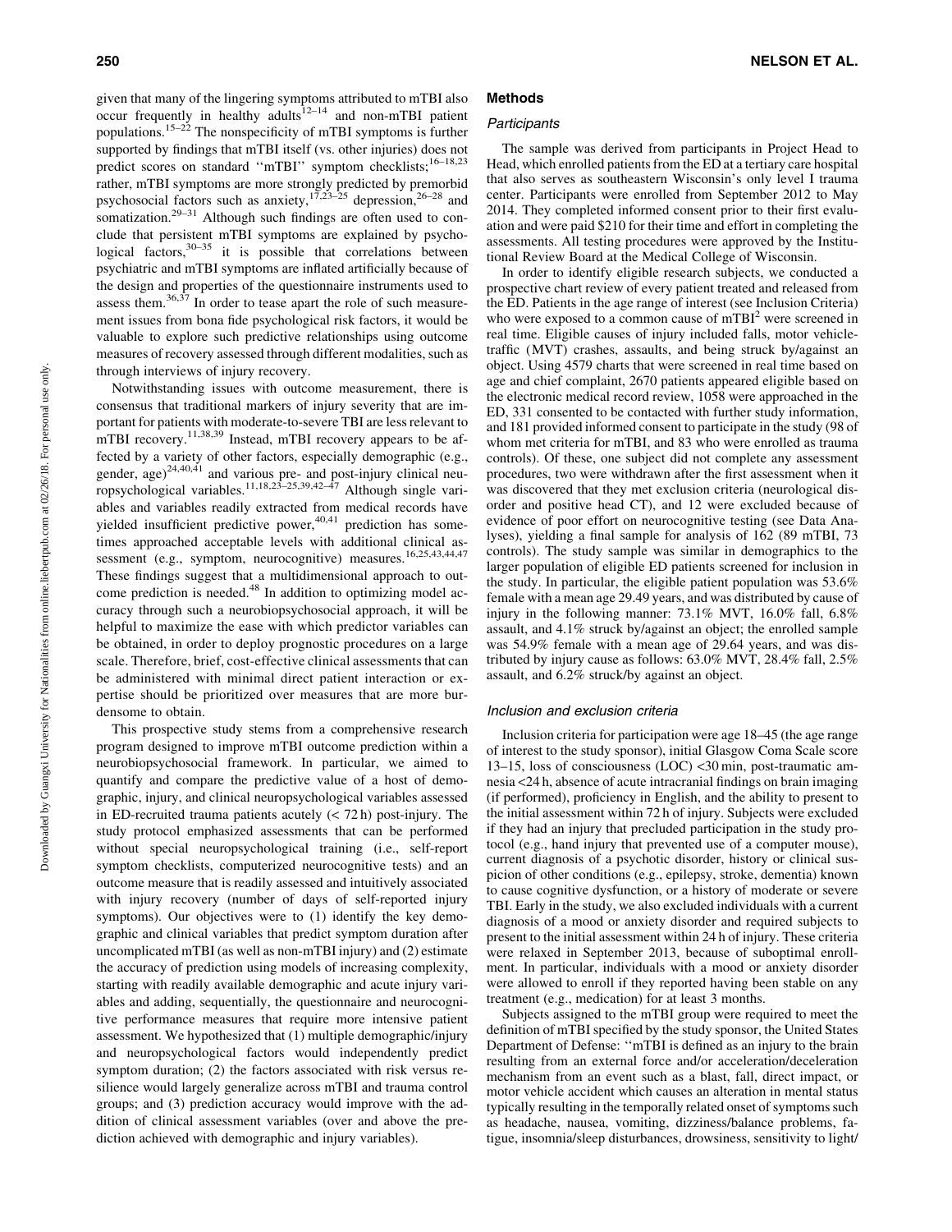given that many of the lingering symptoms attributed to mTBI also occur frequently in healthy adults[12–14] and non-mTBI patient populations.[15–22] The nonspecificity of mTBI symptoms is further supported by findings that mTBI itself (vs. other injuries) does not predict scores on standard ''mTBI'' symptom checklists;[16–18,23] rather, mTBI symptoms are more strongly predicted by premorbid psychosocial factors such as anxiety,[17,23–25] depression,[26–28] and somatization.[29–31] Although such findings are often used to conclude that persistent mTBI symptoms are explained by psychological factors,[30–35] it is possible that correlations between psychiatric and mTBI symptoms are inflated artificially because of the design and properties of the questionnaire instruments used to assess them.[36,37] In order to tease apart the role of such measurement issues from bona fide psychological risk factors, it would be valuable to explore such predictive relationships using outcome measures of recovery assessed through different modalities, such as through interviews of injury recovery.

Notwithstanding issues with outcome measurement, there is consensus that traditional markers of injury severity that are important for patients with moderate-to-severe TBI are less relevant to mTBI recovery.[11,38,39] Instead, mTBI recovery appears to be affected by a variety of other factors, especially demographic (e.g., gender, age)[24,40,41] and various pre- and post-injury clinical neuropsychological variables.[11,18,23–25,39,42–47] Although single variables and variables readily extracted from medical records have yielded insufficient predictive power,[40,41] prediction has sometimes approached acceptable levels with additional clinical assessment (e.g., symptom, neurocognitive) measures.[16,25,43,44,47] These findings suggest that a multidimensional approach to outcome prediction is needed.[48] In addition to optimizing model accuracy through such a neurobiopsychosocial approach, it will be helpful to maximize the ease with which predictor variables can be obtained, in order to deploy prognostic procedures on a large scale. Therefore, brief, cost-effective clinical assessments that can be administered with minimal direct patient interaction or expertise should be prioritized over measures that are more burdensome to obtain.

This prospective study stems from a comprehensive research program designed to improve mTBI outcome prediction within a neurobiopsychosocial framework. In particular, we aimed to quantify and compare the predictive value of a host of demographic, injury, and clinical neuropsychological variables assessed in ED-recruited trauma patients acutely (< 72 h) post-injury. The study protocol emphasized assessments that can be performed without special neuropsychological training (i.e., self-report symptom checklists, computerized neurocognitive tests) and an outcome measure that is readily assessed and intuitively associated with injury recovery (number of days of self-reported injury symptoms). Our objectives were to (1) identify the key demographic and clinical variables that predict symptom duration after uncomplicated mTBI (as well as non-mTBI injury) and (2) estimate the accuracy of prediction using models of increasing complexity, starting with readily available demographic and acute injury variables and adding, sequentially, the questionnaire and neurocognitive performance measures that require more intensive patient assessment. We hypothesized that (1) multiple demographic/injury and neuropsychological factors would independently predict symptom duration; (2) the factors associated with risk versus resilience would largely generalize across mTBI and trauma control groups; and (3) prediction accuracy would improve with the addition of clinical assessment variables (over and above the prediction achieved with demographic and injury variables).

## Methods

### *Participants*

The sample was derived from participants in Project Head to Head, which enrolled patients from the ED at a tertiary care hospital that also serves as southeastern Wisconsin's only level I trauma center. Participants were enrolled from September 2012 to May 2014. They completed informed consent prior to their first evaluation and were paid $210 for their time and effort in completing the assessments. All testing procedures were approved by the Institutional Review Board at the Medical College of Wisconsin.

In order to identify eligible research subjects, we conducted a prospective chart review of every patient treated and released from the ED. Patients in the age range of interest (see Inclusion Criteria) who were exposed to a common cause of mTBI[2] were screened in real time. Eligible causes of injury included falls, motor vehicle-traffic (MVT) crashes, assaults, and being struck by/against an object. Using 4579 charts that were screened in real time based on age and chief complaint, 2670 patients appeared eligible based on the electronic medical record review, 1058 were approached in the ED, 331 consented to be contacted with further study information, and 181 provided informed consent to participate in the study (98 of whom met criteria for mTBI, and 83 who were enrolled as trauma controls). Of these, one subject did not complete any assessment procedures, two were withdrawn after the first assessment when it was discovered that they met exclusion criteria (neurological disorder and positive head CT), and 12 were excluded because of evidence of poor effort on neurocognitive testing (see Data Analyses), yielding a final sample for analysis of 162 (89 mTBI, 73 controls). The study sample was similar in demographics to the larger population of eligible ED patients screened for inclusion in the study. In particular, the eligible patient population was 53.6% female with a mean age 29.49 years, and was distributed by cause of injury in the following manner: 73.1% MVT, 16.0% fall, 6.8% assault, and 4.1% struck by/against an object; the enrolled sample was 54.9% female with a mean age of 29.64 years, and was distributed by injury cause as follows: 63.0% MVT, 28.4% fall, 2.5% assault, and 6.2% struck/by against an object.

### *Inclusion and exclusion criteria*

Inclusion criteria for participation were age 18–45 (the age range of interest to the study sponsor), initial Glasgow Coma Scale score 13–15, loss of consciousness (LOC) <30 min, post-traumatic amnesia <24 h, absence of acute intracranial findings on brain imaging (if performed), proficiency in English, and the ability to present to the initial assessment within 72 h of injury. Subjects were excluded if they had an injury that precluded participation in the study protocol (e.g., hand injury that prevented use of a computer mouse), current diagnosis of a psychotic disorder, history or clinical suspicion of other conditions (e.g., epilepsy, stroke, dementia) known to cause cognitive dysfunction, or a history of moderate or severe TBI. Early in the study, we also excluded individuals with a current diagnosis of a mood or anxiety disorder and required subjects to present to the initial assessment within 24 h of injury. These criteria were relaxed in September 2013, because of suboptimal enrollment. In particular, individuals with a mood or anxiety disorder were allowed to enroll if they reported having been stable on any treatment (e.g., medication) for at least 3 months.

Subjects assigned to the mTBI group were required to meet the definition of mTBI specified by the study sponsor, the United States Department of Defense: ''mTBI is defined as an injury to the brain resulting from an external force and/or acceleration/deceleration mechanism from an event such as a blast, fall, direct impact, or motor vehicle accident which causes an alteration in mental status typically resulting in the temporally related onset of symptoms such as headache, nausea, vomiting, dizziness/balance problems, fatigue, insomnia/sleep disturbances, drowsiness, sensitivity to light/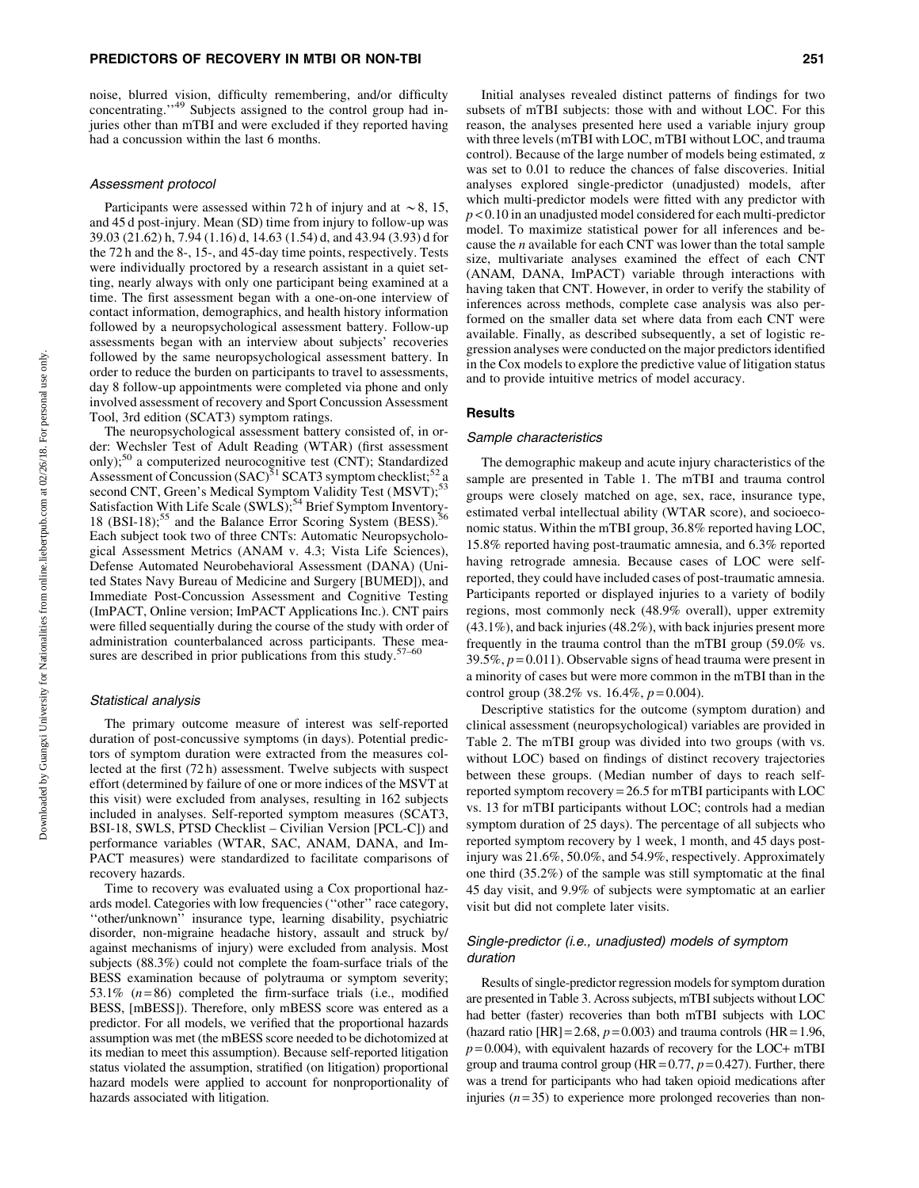noise, blurred vision, difficulty remembering, and/or difficulty concentrating.''[49] Subjects assigned to the control group had injuries other than mTBI and were excluded if they reported having had a concussion within the last 6 months.

### Assessment protocol

Participants were assessed within 72 h of injury and at ~8, 15, and 45 d post-injury. Mean (SD) time from injury to follow-up was 39.03 (21.62) h, 7.94 (1.16) d, 14.63 (1.54) d, and 43.94 (3.93) d for the 72 h and the 8-, 15-, and 45-day time points, respectively. Tests were individually proctored by a research assistant in a quiet setting, nearly always with only one participant being examined at a time. The first assessment began with a one-on-one interview of contact information, demographics, and health history information followed by a neuropsychological assessment battery. Follow-up assessments began with an interview about subjects' recoveries followed by the same neuropsychological assessment battery. In order to reduce the burden on participants to travel to assessments, day 8 follow-up appointments were completed via phone and only involved assessment of recovery and Sport Concussion Assessment Tool, 3rd edition (SCAT3) symptom ratings.

The neuropsychological assessment battery consisted of, in order: Wechsler Test of Adult Reading (WTAR) (first assessment only);[50] a computerized neurocognitive test (CNT); Standardized Assessment of Concussion (SAC)[51] SCAT3 symptom checklist;[52] a second CNT, Green's Medical Symptom Validity Test (MSVT);[53] Satisfaction With Life Scale (SWLS);[54] Brief Symptom Inventory-18 (BSI-18);[55] and the Balance Error Scoring System (BESS).[56] Each subject took two of three CNTs: Automatic Neuropsychological Assessment Metrics (ANAM v. 4.3; Vista Life Sciences), Defense Automated Neurobehavioral Assessment (DANA) (United States Navy Bureau of Medicine and Surgery [BUMED]), and Immediate Post-Concussion Assessment and Cognitive Testing (ImPACT, Online version; ImPACT Applications Inc.). CNT pairs were filled sequentially during the course of the study with order of administration counterbalanced across participants. These measures are described in prior publications from this study.[57–60]

### Statistical analysis

The primary outcome measure of interest was self-reported duration of post-concussive symptoms (in days). Potential predictors of symptom duration were extracted from the measures collected at the first (72 h) assessment. Twelve subjects with suspect effort (determined by failure of one or more indices of the MSVT at this visit) were excluded from analyses, resulting in 162 subjects included in analyses. Self-reported symptom measures (SCAT3, BSI-18, SWLS, PTSD Checklist – Civilian Version [PCL-C]) and performance variables (WTAR, SAC, ANAM, DANA, and ImPACT measures) were standardized to facilitate comparisons of recovery hazards.

Time to recovery was evaluated using a Cox proportional hazards model. Categories with low frequencies (''other'' race category, ''other/unknown'' insurance type, learning disability, psychiatric disorder, non-migraine headache history, assault and struck by/against mechanisms of injury) were excluded from analysis. Most subjects (88.3%) could not complete the foam-surface trials of the BESS examination because of polytrauma or symptom severity; 53.1% ($n = 86$) completed the firm-surface trials (i.e., modified BESS, [mBESS]). Therefore, only mBESS score was entered as a predictor. For all models, we verified that the proportional hazards assumption was met (the mBESS score needed to be dichotomized at its median to meet this assumption). Because self-reported litigation status violated the assumption, stratified (on litigation) proportional hazard models were applied to account for nonproportionality of hazards associated with litigation.

Initial analyses revealed distinct patterns of findings for two subsets of mTBI subjects: those with and without LOC. For this reason, the analyses presented here used a variable injury group with three levels (mTBI with LOC, mTBI without LOC, and trauma control). Because of the large number of models being estimated, $\alpha$ was set to 0.01 to reduce the chances of false discoveries. Initial analyses explored single-predictor (unadjusted) models, after which multi-predictor models were fitted with any predictor with $p < 0.10$ in an unadjusted model considered for each multi-predictor model. To maximize statistical power for all inferences and because the $n$ available for each CNT was lower than the total sample size, multivariate analyses examined the effect of each CNT (ANAM, DANA, ImPACT) variable through interactions with having taken that CNT. However, in order to verify the stability of inferences across methods, complete case analysis was also performed on the smaller data set where data from each CNT were available. Finally, as described subsequently, a set of logistic regression analyses were conducted on the major predictors identified in the Cox models to explore the predictive value of litigation status and to provide intuitive metrics of model accuracy.

## Results

### Sample characteristics

The demographic makeup and acute injury characteristics of the sample are presented in Table 1. The mTBI and trauma control groups were closely matched on age, sex, race, insurance type, estimated verbal intellectual ability (WTAR score), and socioeconomic status. Within the mTBI group, 36.8% reported having LOC, 15.8% reported having post-traumatic amnesia, and 6.3% reported having retrograde amnesia. Because cases of LOC were self-reported, they could have included cases of post-traumatic amnesia. Participants reported or displayed injuries to a variety of bodily regions, most commonly neck (48.9% overall), upper extremity (43.1%), and back injuries (48.2%), with back injuries present more frequently in the trauma control than the mTBI group (59.0% vs. 39.5%, $p = 0.011$). Observable signs of head trauma were present in a minority of cases but were more common in the mTBI than in the control group (38.2% vs. 16.4%, $p = 0.004$).

Descriptive statistics for the outcome (symptom duration) and clinical assessment (neuropsychological) variables are provided in Table 2. The mTBI group was divided into two groups (with vs. without LOC) based on findings of distinct recovery trajectories between these groups. (Median number of days to reach self-reported symptom recovery = 26.5 for mTBI participants with LOC vs. 13 for mTBI participants without LOC; controls had a median symptom duration of 25 days). The percentage of all subjects who reported symptom recovery by 1 week, 1 month, and 45 days post-injury was 21.6%, 50.0%, and 54.9%, respectively. Approximately one third (35.2%) of the sample was still symptomatic at the final 45 day visit, and 9.9% of subjects were symptomatic at an earlier visit but did not complete later visits.

### Single-predictor (i.e., unadjusted) models of symptom duration

Results of single-predictor regression models for symptom duration are presented in Table 3. Across subjects, mTBI subjects without LOC had better (faster) recoveries than both mTBI subjects with LOC (hazard ratio [HR] = 2.68, $p = 0.003$) and trauma controls (HR = 1.96, $p = 0.004$), with equivalent hazards of recovery for the LOC+ mTBI group and trauma control group (HR = 0.77, $p = 0.427$). Further, there was a trend for participants who had taken opioid medications after injuries ($n = 35$) to experience more prolonged recoveries than non-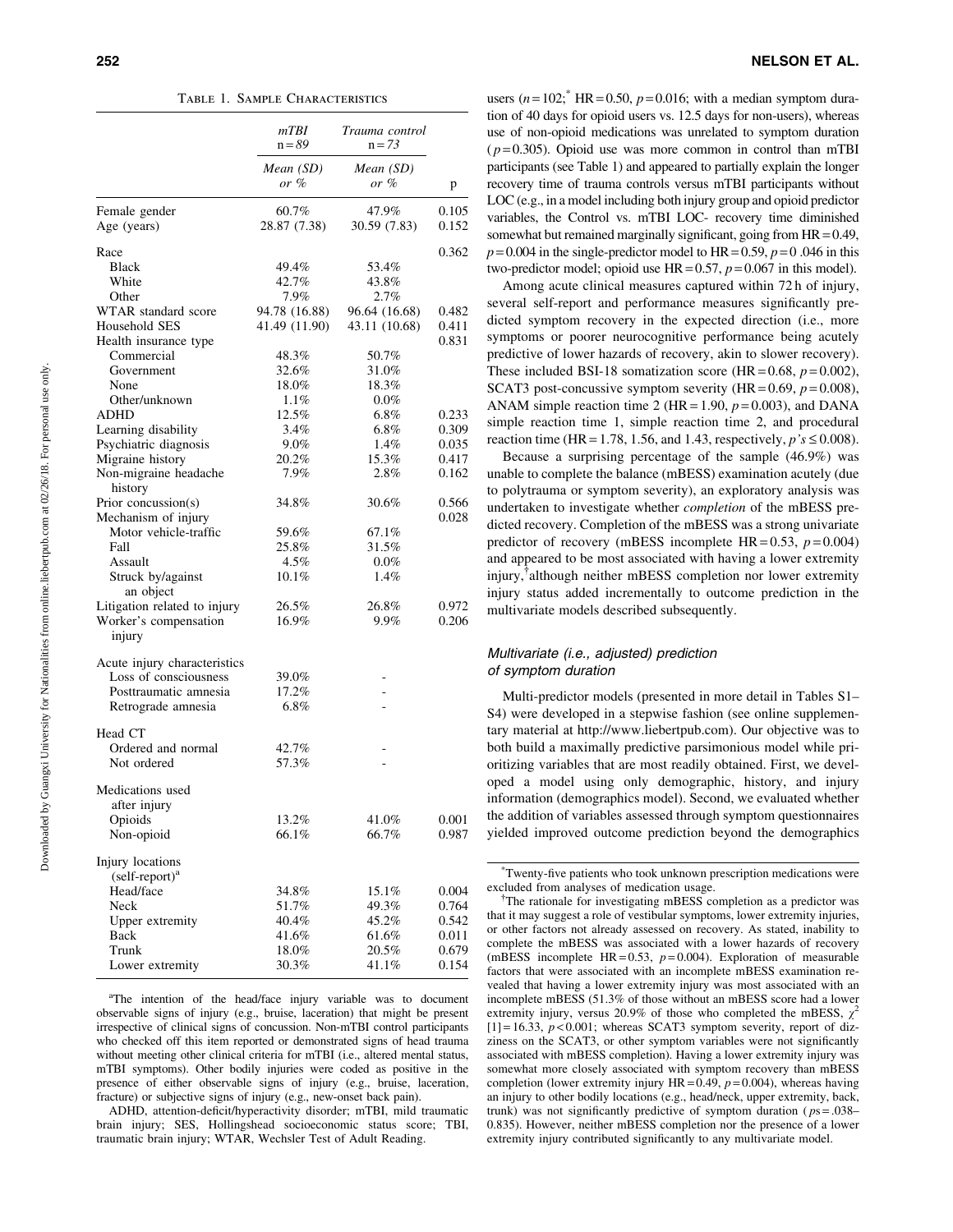TABLE 1. SAMPLE CHARACTERISTICS

| | mTBI n = 89 | Trauma control n = 73 | |
|---|---|---|---|
| | Mean (SD) or % | Mean (SD) or % | p |
| Female gender | 60.7% | 47.9% | 0.105 |
| Age (years) | 28.87 (7.38) | 30.59 (7.83) | 0.152 |
| Race | | | 0.362 |
| Black | 49.4% | 53.4% | |
| White | 42.7% | 43.8% | |
| Other | 7.9% | 2.7% | |
| WTAR standard score | 94.78 (16.88) | 96.64 (16.68) | 0.482 |
| Household SES | 41.49 (11.90) | 43.11 (10.68) | 0.411 |
| Health insurance type | | | 0.831 |
| Commercial | 48.3% | 50.7% | |
| Government | 32.6% | 31.0% | |
| None | 18.0% | 18.3% | |
| Other/unknown | 1.1% | 0.0% | |
| ADHD | 12.5% | 6.8% | 0.233 |
| Learning disability | 3.4% | 6.8% | 0.309 |
| Psychiatric diagnosis | 9.0% | 1.4% | 0.035 |
| Migraine history | 20.2% | 15.3% | 0.417 |
| Non-migraine headache history | 7.9% | 2.8% | 0.162 |
| Prior concussion(s) | 34.8% | 30.6% | 0.566 |
| Mechanism of injury | | | 0.028 |
| Motor vehicle-traffic | 59.6% | 67.1% | |
| Fall | 25.8% | 31.5% | |
| Assault | 4.5% | 0.0% | |
| Struck by/against an object | 10.1% | 1.4% | |
| Litigation related to injury | 26.5% | 26.8% | 0.972 |
| Worker's compensation injury | 16.9% | 9.9% | 0.206 |
| Acute injury characteristics | | | |
| Loss of consciousness | 39.0% | - | |
| Posttraumatic amnesia | 17.2% | - | |
| Retrograde amnesia | 6.8% | - | |
| Head CT | | | |
| Ordered and normal | 42.7% | - | |
| Not ordered | 57.3% | - | |
| Medications used after injury | | | |
| Opioids | 13.2% | 41.0% | 0.001 |
| Non-opioid | 66.1% | 66.7% | 0.987 |
| Injury locations (self-report)[a] | | | |
| Head/face | 34.8% | 15.1% | 0.004 |
| Neck | 51.7% | 49.3% | 0.764 |
| Upper extremity | 40.4% | 45.2% | 0.542 |
| Back | 41.6% | 61.6% | 0.011 |
| Trunk | 18.0% | 20.5% | 0.679 |
| Lower extremity | 30.3% | 41.1% | 0.154 |

[a]The intention of the head/face injury variable was to document observable signs of injury (e.g., bruise, laceration) that might be present irrespective of clinical signs of concussion. Non-mTBI control participants who checked off this item reported or demonstrated signs of head trauma without meeting other clinical criteria for mTBI (i.e., altered mental status, mTBI symptoms). Other bodily injuries were coded as positive in the presence of either observable signs of injury (e.g., bruise, laceration, fracture) or subjective signs of injury (e.g., new-onset back pain).

ADHD, attention-deficit/hyperactivity disorder; mTBI, mild traumatic brain injury; SES, Hollingshead socioeconomic status score; TBI, traumatic brain injury; WTAR, Wechsler Test of Adult Reading.

users ($n = 102$;[*] HR = 0.50, $p = 0.016$; with a median symptom duration of 40 days for opioid users vs. 12.5 days for non-users), whereas use of non-opioid medications was unrelated to symptom duration ($p = 0.305$). Opioid use was more common in control than mTBI participants (see Table 1) and appeared to partially explain the longer recovery time of trauma controls versus mTBI participants without LOC (e.g., in a model including both injury group and opioid predictor variables, the Control vs. mTBI LOC- recovery time diminished somewhat but remained marginally significant, going from HR = 0.49, $p = 0.004$ in the single-predictor model to HR = 0.59, $p = 0.046$ in this two-predictor model; opioid use HR = 0.57, $p = 0.067$ in this model).

Among acute clinical measures captured within 72 h of injury, several self-report and performance measures significantly predicted symptom recovery in the expected direction (i.e., more symptoms or poorer neurocognitive performance being acutely predictive of lower hazards of recovery, akin to slower recovery). These included BSI-18 somatization score (HR = 0.68, $p = 0.002$), SCAT3 post-concussive symptom severity (HR = 0.69, $p = 0.008$), ANAM simple reaction time 2 (HR = 1.90, $p = 0.003$), and DANA simple reaction time 1, simple reaction time 2, and procedural reaction time (HR = 1.78, 1.56, and 1.43, respectively, $p$'s $\leq 0.008$).

Because a surprising percentage of the sample (46.9%) was unable to complete the balance (mBESS) examination acutely (due to polytrauma or symptom severity), an exploratory analysis was undertaken to investigate whether *completion* of the mBESS predicted recovery. Completion of the mBESS was a strong univariate predictor of recovery (mBESS incomplete HR = 0.53, $p = 0.004$) and appeared to be most associated with having a lower extremity injury,[†] although neither mBESS completion nor lower extremity injury status added incrementally to outcome prediction in the multivariate models described subsequently.

### Multivariate (i.e., adjusted) prediction of symptom duration

Multi-predictor models (presented in more detail in Tables S1–S4) were developed in a stepwise fashion (see online supplementary material at http://www.liebertpub.com). Our objective was to both build a maximally predictive parsimonious model while prioritizing variables that are most readily obtained. First, we developed a model using only demographic, history, and injury information (demographics model). Second, we evaluated whether the addition of variables assessed through symptom questionnaires yielded improved outcome prediction beyond the demographics

[*]Twenty-five patients who took unknown prescription medications were excluded from analyses of medication usage.

[†]The rationale for investigating mBESS completion as a predictor was that it may suggest a role of vestibular symptoms, lower extremity injuries, or other factors not already assessed on recovery. As stated, inability to complete the mBESS was associated with a lower hazards of recovery (mBESS incomplete HR = 0.53, $p = 0.004$). Exploration of measurable factors that were associated with an incomplete mBESS examination revealed that having a lower extremity injury was most associated with an incomplete mBESS (51.3% of those without an mBESS score had a lower extremity injury, versus 20.9% of those who completed the mBESS, $\chi^2$ [1] = 16.33, $p < 0.001$; whereas SCAT3 symptom severity, report of dizziness on the SCAT3, or other symptom variables were not significantly associated with mBESS completion). Having a lower extremity injury was somewhat more closely associated with symptom recovery than mBESS completion (lower extremity injury HR = 0.49, $p = 0.004$), whereas having an injury to other bodily locations (e.g., head/neck, upper extremity, back, trunk) was not significantly predictive of symptom duration ($ps$ = .038–0.835). However, neither mBESS completion nor the presence of a lower extremity injury contributed significantly to any multivariate model.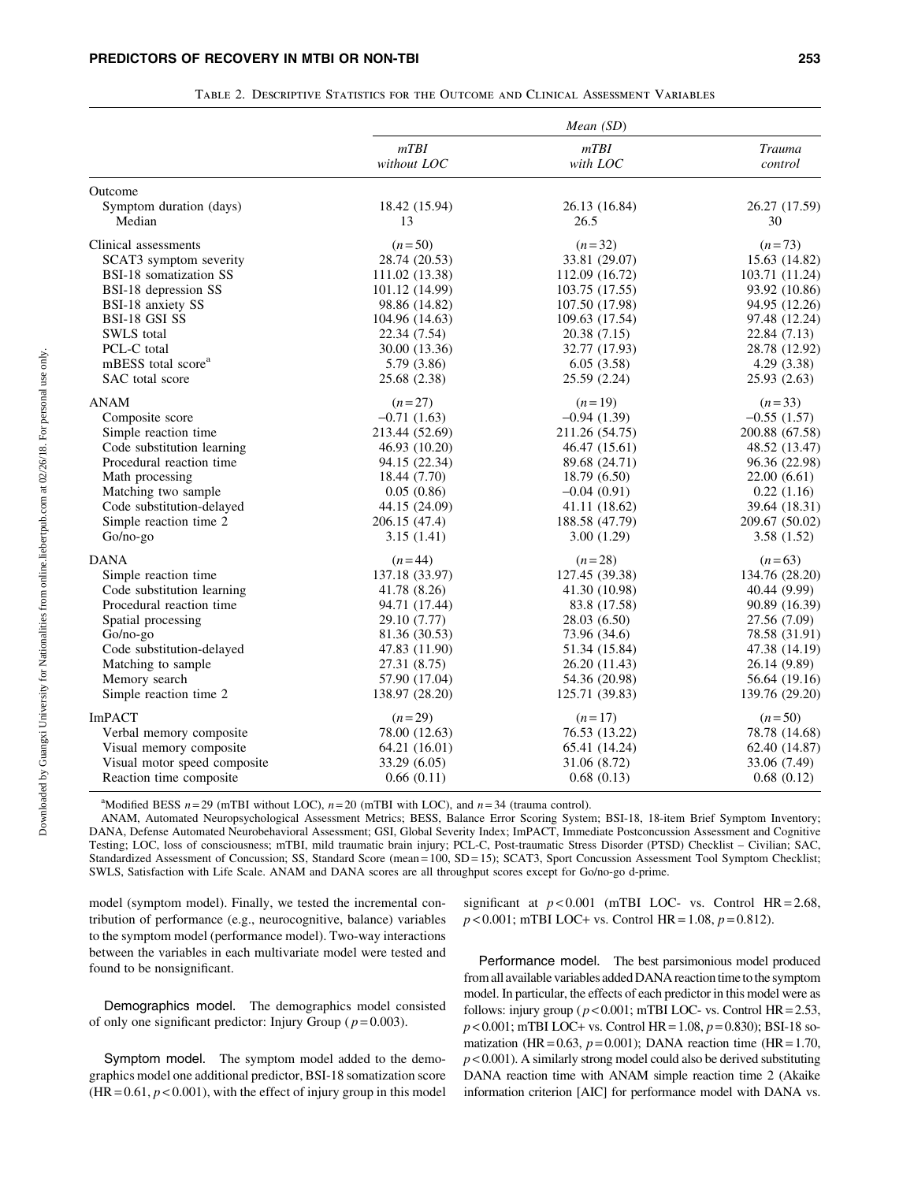Table 2. Descriptive Statistics for the Outcome and Clinical Assessment Variables

| | Mean (SD) | | |
|---|---|---|---|
| | *mTBI without LOC* | *mTBI with LOC* | *Trauma control* |
| **Outcome** | | | |
| Symptom duration (days) | 18.42 (15.94) | 26.13 (16.84) | 26.27 (17.59) |
| Median | 13 | 26.5 | 30 |
| **Clinical assessments** | ($n = 50$) | ($n = 32$) | ($n = 73$) |
| SCAT3 symptom severity | 28.74 (20.53) | 33.81 (29.07) | 15.63 (14.82) |
| BSI-18 somatization SS | 111.02 (13.38) | 112.09 (16.72) | 103.71 (11.24) |
| BSI-18 depression SS | 101.12 (14.99) | 103.75 (17.55) | 93.92 (10.86) |
| BSI-18 anxiety SS | 98.86 (14.82) | 107.50 (17.98) | 94.95 (12.26) |
| BSI-18 GSI SS | 104.96 (14.63) | 109.63 (17.54) | 97.48 (12.24) |
| SWLS total | 22.34 (7.54) | 20.38 (7.15) | 22.84 (7.13) |
| PCL-C total | 30.00 (13.36) | 32.77 (17.93) | 28.78 (12.92) |
| mBESS total score[a] | 5.79 (3.86) | 6.05 (3.58) | 4.29 (3.38) |
| SAC total score | 25.68 (2.38) | 25.59 (2.24) | 25.93 (2.63) |
| **ANAM** | ($n = 27$) | ($n = 19$) | ($n = 33$) |
| Composite score | −0.71 (1.63) | −0.94 (1.39) | −0.55 (1.57) |
| Simple reaction time | 213.44 (52.69) | 211.26 (54.75) | 200.88 (67.58) |
| Code substitution learning | 46.93 (10.20) | 46.47 (15.61) | 48.52 (13.47) |
| Procedural reaction time | 94.15 (22.34) | 89.68 (24.71) | 96.36 (22.98) |
| Math processing | 18.44 (7.70) | 18.79 (6.50) | 22.00 (6.61) |
| Matching two sample | 0.05 (0.86) | −0.04 (0.91) | 0.22 (1.16) |
| Code substitution-delayed | 44.15 (24.09) | 41.11 (18.62) | 39.64 (18.31) |
| Simple reaction time 2 | 206.15 (47.4) | 188.58 (47.79) | 209.67 (50.02) |
| Go/no-go | 3.15 (1.41) | 3.00 (1.29) | 3.58 (1.52) |
| **DANA** | ($n = 44$) | ($n = 28$) | ($n = 63$) |
| Simple reaction time | 137.18 (33.97) | 127.45 (39.38) | 134.76 (28.20) |
| Code substitution learning | 41.78 (8.26) | 41.30 (10.98) | 40.44 (9.99) |
| Procedural reaction time | 94.71 (17.44) | 83.8 (17.58) | 90.89 (16.39) |
| Spatial processing | 29.10 (7.77) | 28.03 (6.50) | 27.56 (7.09) |
| Go/no-go | 81.36 (30.53) | 73.96 (34.6) | 78.58 (31.91) |
| Code substitution-delayed | 47.83 (11.90) | 51.34 (15.84) | 47.38 (14.19) |
| Matching to sample | 27.31 (8.75) | 26.20 (11.43) | 26.14 (9.89) |
| Memory search | 57.90 (17.04) | 54.36 (20.98) | 56.64 (19.16) |
| Simple reaction time 2 | 138.97 (28.20) | 125.71 (39.83) | 139.76 (29.20) |
| **ImPACT** | ($n = 29$) | ($n = 17$) | ($n = 50$) |
| Verbal memory composite | 78.00 (12.63) | 76.53 (13.22) | 78.78 (14.68) |
| Visual memory composite | 64.21 (16.01) | 65.41 (14.24) | 62.40 (14.87) |
| Visual motor speed composite | 33.29 (6.05) | 31.06 (8.72) | 33.06 (7.49) |
| Reaction time composite | 0.66 (0.11) | 0.68 (0.13) | 0.68 (0.12) |

[a]Modified BESS $n = 29$ (mTBI without LOC), $n = 20$ (mTBI with LOC), and $n = 34$ (trauma control).

ANAM, Automated Neuropsychological Assessment Metrics; BESS, Balance Error Scoring System; BSI-18, 18-item Brief Symptom Inventory; DANA, Defense Automated Neurobehavioral Assessment; GSI, Global Severity Index; ImPACT, Immediate Postconcussion Assessment and Cognitive Testing; LOC, loss of consciousness; mTBI, mild traumatic brain injury; PCL-C, Post-traumatic Stress Disorder (PTSD) Checklist – Civilian; SAC, Standardized Assessment of Concussion; SS, Standard Score (mean = 100, SD = 15); SCAT3, Sport Concussion Assessment Tool Symptom Checklist; SWLS, Satisfaction with Life Scale. ANAM and DANA scores are all throughput scores except for Go/no-go d-prime.

model (symptom model). Finally, we tested the incremental contribution of performance (e.g., neurocognitive, balance) variables to the symptom model (performance model). Two-way interactions between the variables in each multivariate model were tested and found to be nonsignificant.

**Demographics model.** The demographics model consisted of only one significant predictor: Injury Group ($p = 0.003$).

**Symptom model.** The symptom model added to the demographics model one additional predictor, BSI-18 somatization score (HR = 0.61, $p < 0.001$), with the effect of injury group in this model significant at $p < 0.001$ (mTBI LOC- vs. Control HR = 2.68, $p < 0.001$; mTBI LOC+ vs. Control HR = 1.08, $p = 0.812$).

**Performance model.** The best parsimonious model produced from all available variables added DANA reaction time to the symptom model. In particular, the effects of each predictor in this model were as follows: injury group ($p < 0.001$; mTBI LOC- vs. Control HR = 2.53, $p < 0.001$; mTBI LOC+ vs. Control HR = 1.08, $p = 0.830$); BSI-18 somatization (HR = 0.63, $p = 0.001$); DANA reaction time (HR = 1.70, $p < 0.001$). A similarly strong model could also be derived substituting DANA reaction time with ANAM simple reaction time 2 (Akaike information criterion [AIC] for performance model with DANA vs.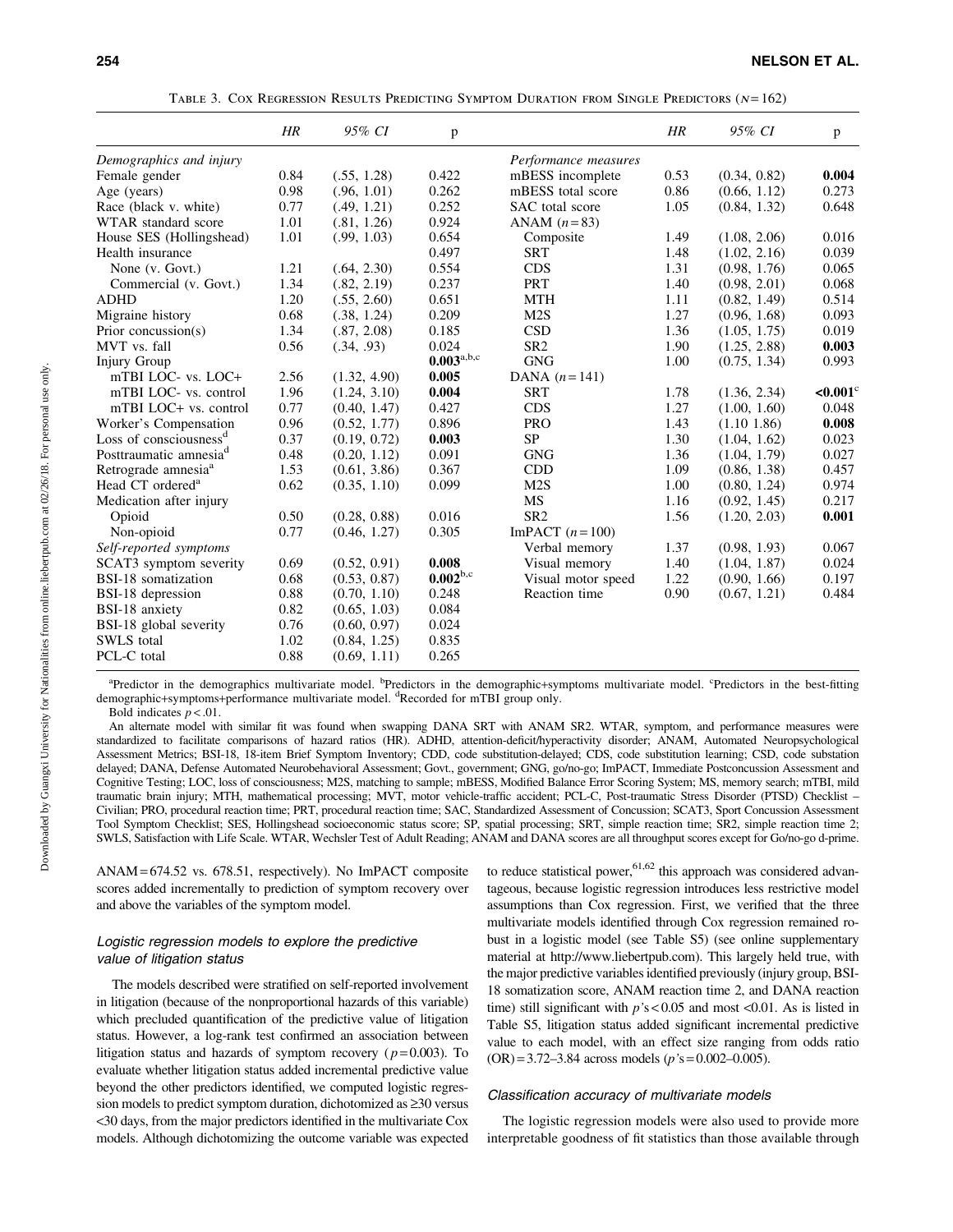Table 3. Cox Regression Results Predicting Symptom Duration from Single Predictors ($N = 162$)

| | *HR* | *95% CI* | p | | *HR* | *95% CI* | p |
|---|---|---|---|---|---|---|---|
| *Demographics and injury* | | | | *Performance measures* | | | |
| Female gender | 0.84 | (.55, 1.28) | 0.422 | mBESS incomplete | 0.53 | (0.34, 0.82) | **0.004** |
| Age (years) | 0.98 | (.96, 1.01) | 0.262 | mBESS total score | 0.86 | (0.66, 1.12) | 0.273 |
| Race (black v. white) | 0.77 | (.49, 1.21) | 0.252 | SAC total score | 1.05 | (0.84, 1.32) | 0.648 |
| WTAR standard score | 1.01 | (.81, 1.26) | 0.924 | ANAM ($n = 83$) | | | |
| House SES (Hollingshead) | 1.01 | (.99, 1.03) | 0.654 | Composite | 1.49 | (1.08, 2.06) | 0.016 |
| Health insurance | | | 0.497 | SRT | 1.48 | (1.02, 2.16) | 0.039 |
| None (v. Govt.) | 1.21 | (.64, 2.30) | 0.554 | CDS | 1.31 | (0.98, 1.76) | 0.065 |
| Commercial (v. Govt.) | 1.34 | (.82, 2.19) | 0.237 | PRT | 1.40 | (0.98, 2.01) | 0.068 |
| ADHD | 1.20 | (.55, 2.60) | 0.651 | MTH | 1.11 | (0.82, 1.49) | 0.514 |
| Migraine history | 0.68 | (.38, 1.24) | 0.209 | M2S | 1.27 | (0.96, 1.68) | 0.093 |
| Prior concussion(s) | 1.34 | (.87, 2.08) | 0.185 | CSD | 1.36 | (1.05, 1.75) | 0.019 |
| MVT vs. fall | 0.56 | (.34, .93) | 0.024 | SR2 | 1.90 | (1.25, 2.88) | **0.003** |
| Injury Group | | | **0.003**[a,b,c] | GNG | 1.00 | (0.75, 1.34) | 0.993 |
| mTBI LOC- vs. LOC+ | 2.56 | (1.32, 4.90) | **0.005** | DANA ($n = 141$) | | | |
| mTBI LOC- vs. control | 1.96 | (1.24, 3.10) | **0.004** | SRT | 1.78 | (1.36, 2.34) | **<0.001**[c] |
| mTBI LOC+ vs. control | 0.77 | (0.40, 1.47) | 0.427 | CDS | 1.27 | (1.00, 1.60) | 0.048 |
| Worker's Compensation | 0.96 | (0.52, 1.77) | 0.896 | PRO | 1.43 | (1.10 1.86) | **0.008** |
| Loss of consciousness[d] | 0.37 | (0.19, 0.72) | **0.003** | SP | 1.30 | (1.04, 1.62) | 0.023 |
| Posttraumatic amnesia[d] | 0.48 | (0.20, 1.12) | 0.091 | GNG | 1.36 | (1.04, 1.79) | 0.027 |
| Retrograde amnesia[a] | 1.53 | (0.61, 3.86) | 0.367 | CDD | 1.09 | (0.86, 1.38) | 0.457 |
| Head CT ordered[a] | 0.62 | (0.35, 1.10) | 0.099 | M2S | 1.00 | (0.80, 1.24) | 0.974 |
| Medication after injury | | | | MS | 1.16 | (0.92, 1.45) | 0.217 |
| Opioid | 0.50 | (0.28, 0.88) | 0.016 | SR2 | 1.56 | (1.20, 2.03) | **0.001** |
| Non-opioid | 0.77 | (0.46, 1.27) | 0.305 | ImPACT ($n = 100$) | | | |
| *Self-reported symptoms* | | | | Verbal memory | 1.37 | (0.98, 1.93) | 0.067 |
| SCAT3 symptom severity | 0.69 | (0.52, 0.91) | **0.008** | Visual memory | 1.40 | (1.04, 1.87) | 0.024 |
| BSI-18 somatization | 0.68 | (0.53, 0.87) | **0.002**[b,c] | Visual motor speed | 1.22 | (0.90, 1.66) | 0.197 |
| BSI-18 depression | 0.88 | (0.70, 1.10) | 0.248 | Reaction time | 0.90 | (0.67, 1.21) | 0.484 |
| BSI-18 anxiety | 0.82 | (0.65, 1.03) | 0.084 | | | | |
| BSI-18 global severity | 0.76 | (0.60, 0.97) | 0.024 | | | | |
| SWLS total | 1.02 | (0.84, 1.25) | 0.835 | | | | |
| PCL-C total | 0.88 | (0.69, 1.11) | 0.265 | | | | |

[a]Predictor in the demographics multivariate model. [b]Predictors in the demographic+symptoms multivariate model. [c]Predictors in the best-fitting demographic+symptoms+performance multivariate model. [d]Recorded for mTBI group only.

Bold indicates $p < .01$.

An alternate model with similar fit was found when swapping DANA SRT with ANAM SR2. WTAR, symptom, and performance measures were standardized to facilitate comparisons of hazard ratios (HR). ADHD, attention-deficit/hyperactivity disorder; ANAM, Automated Neuropsychological Assessment Metrics; BSI-18, 18-item Brief Symptom Inventory; CDD, code substitution-delayed; CDS, code substitution learning; CSD, code substation delayed; DANA, Defense Automated Neurobehavioral Assessment; Govt., government; GNG, go/no-go; ImPACT, Immediate Postconcussion Assessment and Cognitive Testing; LOC, loss of consciousness; M2S, matching to sample; mBESS, Modified Balance Error Scoring System; MS, memory search; mTBI, mild traumatic brain injury; MTH, mathematical processing; MVT, motor vehicle-traffic accident; PCL-C, Post-traumatic Stress Disorder (PTSD) Checklist – Civilian; PRO, procedural reaction time; PRT, procedural reaction time; SAC, Standardized Assessment of Concussion; SCAT3, Sport Concussion Assessment Tool Symptom Checklist; SES, Hollingshead socioeconomic status score; SP, spatial processing; SRT, simple reaction time; SR2, simple reaction time 2; SWLS, Satisfaction with Life Scale. WTAR, Wechsler Test of Adult Reading; ANAM and DANA scores are all throughput scores except for Go/no-go d-prime.

ANAM = 674.52 vs. 678.51, respectively). No ImPACT composite scores added incrementally to prediction of symptom recovery over and above the variables of the symptom model.

### *Logistic regression models to explore the predictive value of litigation status*

The models described were stratified on self-reported involvement in litigation (because of the nonproportional hazards of this variable) which precluded quantification of the predictive value of litigation status. However, a log-rank test confirmed an association between litigation status and hazards of symptom recovery ($p = 0.003$). To evaluate whether litigation status added incremental predictive value beyond the other predictors identified, we computed logistic regression models to predict symptom duration, dichotomized as ≥30 versus <30 days, from the major predictors identified in the multivariate Cox models. Although dichotomizing the outcome variable was expected to reduce statistical power,[61,62] this approach was considered advantageous, because logistic regression introduces less restrictive model assumptions than Cox regression. First, we verified that the three multivariate models identified through Cox regression remained robust in a logistic model (see Table S5) (see online supplementary material at http://www.liebertpub.com). This largely held true, with the major predictive variables identified previously (injury group, BSI-18 somatization score, ANAM reaction time 2, and DANA reaction time) still significant with $p$'s < 0.05 and most <0.01. As is listed in Table S5, litigation status added significant incremental predictive value to each model, with an effect size ranging from odds ratio (OR) = 3.72–3.84 across models ($p$'s = 0.002–0.005).

### *Classification accuracy of multivariate models*

The logistic regression models were also used to provide more interpretable goodness of fit statistics than those available through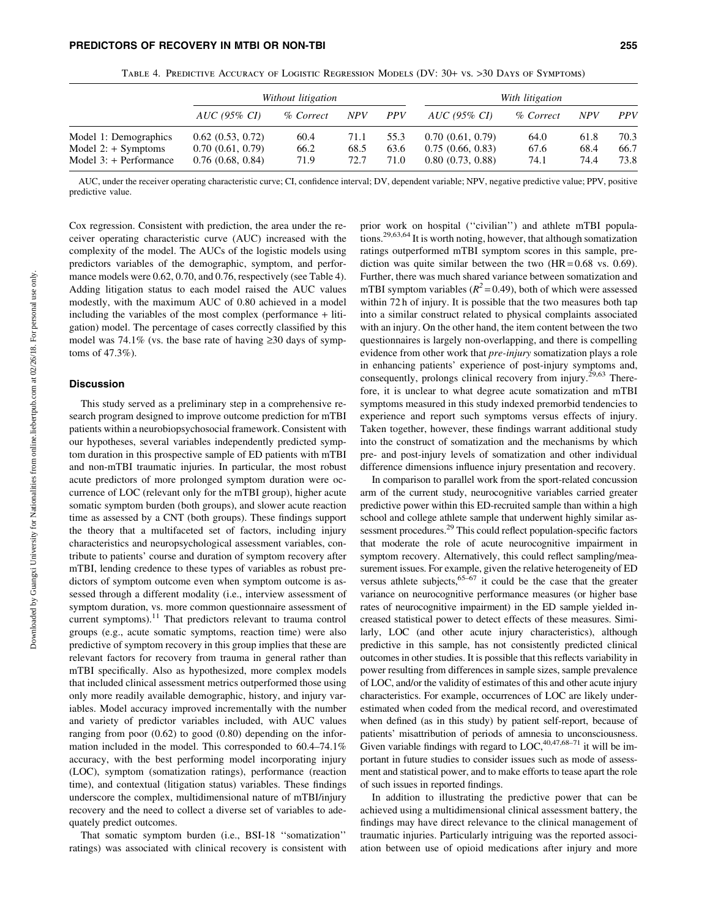Table 4. Predictive Accuracy of Logistic Regression Models (DV: 30+ vs. >30 Days of Symptoms)

| | *Without litigation* | | | | *With litigation* | | | |
|---|---|---|---|---|---|---|---|---|
| | *AUC (95% CI)* | *% Correct* | *NPV* | *PPV* | *AUC (95% CI)* | *% Correct* | *NPV* | *PPV* |
| Model 1: Demographics | 0.62 (0.53, 0.72) | 60.4 | 71.1 | 55.3 | 0.70 (0.61, 0.79) | 64.0 | 61.8 | 70.3 |
| Model 2: + Symptoms | 0.70 (0.61, 0.79) | 66.2 | 68.5 | 63.6 | 0.75 (0.66, 0.83) | 67.6 | 68.4 | 66.7 |
| Model 3: + Performance | 0.76 (0.68, 0.84) | 71.9 | 72.7 | 71.0 | 0.80 (0.73, 0.88) | 74.1 | 74.4 | 73.8 |

AUC, under the receiver operating characteristic curve; CI, confidence interval; DV, dependent variable; NPV, negative predictive value; PPV, positive predictive value.

Cox regression. Consistent with prediction, the area under the receiver operating characteristic curve (AUC) increased with the complexity of the model. The AUCs of the logistic models using predictors variables of the demographic, symptom, and performance models were 0.62, 0.70, and 0.76, respectively (see Table 4). Adding litigation status to each model raised the AUC values modestly, with the maximum AUC of 0.80 achieved in a model including the variables of the most complex (performance + litigation) model. The percentage of cases correctly classified by this model was 74.1% (vs. the base rate of having ≥30 days of symptoms of 47.3%).

## Discussion

This study served as a preliminary step in a comprehensive research program designed to improve outcome prediction for mTBI patients within a neurobiopsychosocial framework. Consistent with our hypotheses, several variables independently predicted symptom duration in this prospective sample of ED patients with mTBI and non-mTBI traumatic injuries. In particular, the most robust acute predictors of more prolonged symptom duration were occurrence of LOC (relevant only for the mTBI group), higher acute somatic symptom burden (both groups), and slower acute reaction time as assessed by a CNT (both groups). These findings support the theory that a multifaceted set of factors, including injury characteristics and neuropsychological assessment variables, contribute to patients' course and duration of symptom recovery after mTBI, lending credence to these types of variables as robust predictors of symptom outcome even when symptom outcome is assessed through a different modality (i.e., interview assessment of symptom duration, vs. more common questionnaire assessment of current symptoms).[11] That predictors relevant to trauma control groups (e.g., acute somatic symptoms, reaction time) were also predictive of symptom recovery in this group implies that these are relevant factors for recovery from trauma in general rather than mTBI specifically. Also as hypothesized, more complex models that included clinical assessment metrics outperformed those using only more readily available demographic, history, and injury variables. Model accuracy improved incrementally with the number and variety of predictor variables included, with AUC values ranging from poor (0.62) to good (0.80) depending on the information included in the model. This corresponded to 60.4–74.1% accuracy, with the best performing model incorporating injury (LOC), symptom (somatization ratings), performance (reaction time), and contextual (litigation status) variables. These findings underscore the complex, multidimensional nature of mTBI/injury recovery and the need to collect a diverse set of variables to adequately predict outcomes.

That somatic symptom burden (i.e., BSI-18 ''somatization'' ratings) was associated with clinical recovery is consistent with prior work on hospital (''civilian'') and athlete mTBI populations.[29,63,64] It is worth noting, however, that although somatization ratings outperformed mTBI symptom scores in this sample, prediction was quite similar between the two (HR = 0.68 vs. 0.69). Further, there was much shared variance between somatization and mTBI symptom variables ($R^2 = 0.49$), both of which were assessed within 72 h of injury. It is possible that the two measures both tap into a similar construct related to physical complaints associated with an injury. On the other hand, the item content between the two questionnaires is largely non-overlapping, and there is compelling evidence from other work that *pre-injury* somatization plays a role in enhancing patients' experience of post-injury symptoms and, consequently, prolongs clinical recovery from injury.[29,63] Therefore, it is unclear to what degree acute somatization and mTBI symptoms measured in this study indexed premorbid tendencies to experience and report such symptoms versus effects of injury. Taken together, however, these findings warrant additional study into the construct of somatization and the mechanisms by which pre- and post-injury levels of somatization and other individual difference dimensions influence injury presentation and recovery.

In comparison to parallel work from the sport-related concussion arm of the current study, neurocognitive variables carried greater predictive power within this ED-recruited sample than within a high school and college athlete sample that underwent highly similar assessment procedures.[29] This could reflect population-specific factors that moderate the role of acute neurocognitive impairment in symptom recovery. Alternatively, this could reflect sampling/measurement issues. For example, given the relative heterogeneity of ED versus athlete subjects,[65–67] it could be the case that the greater variance on neurocognitive performance measures (or higher base rates of neurocognitive impairment) in the ED sample yielded increased statistical power to detect effects of these measures. Similarly, LOC (and other acute injury characteristics), although predictive in this sample, has not consistently predicted clinical outcomes in other studies. It is possible that this reflects variability in power resulting from differences in sample sizes, sample prevalence of LOC, and/or the validity of estimates of this and other acute injury characteristics. For example, occurrences of LOC are likely underestimated when coded from the medical record, and overestimated when defined (as in this study) by patient self-report, because of patients' misattribution of periods of amnesia to unconsciousness. Given variable findings with regard to LOC,[40,47,68–71] it will be important in future studies to consider issues such as mode of assessment and statistical power, and to make efforts to tease apart the role of such issues in reported findings.

In addition to illustrating the predictive power that can be achieved using a multidimensional clinical assessment battery, the findings may have direct relevance to the clinical management of traumatic injuries. Particularly intriguing was the reported association between use of opioid medications after injury and more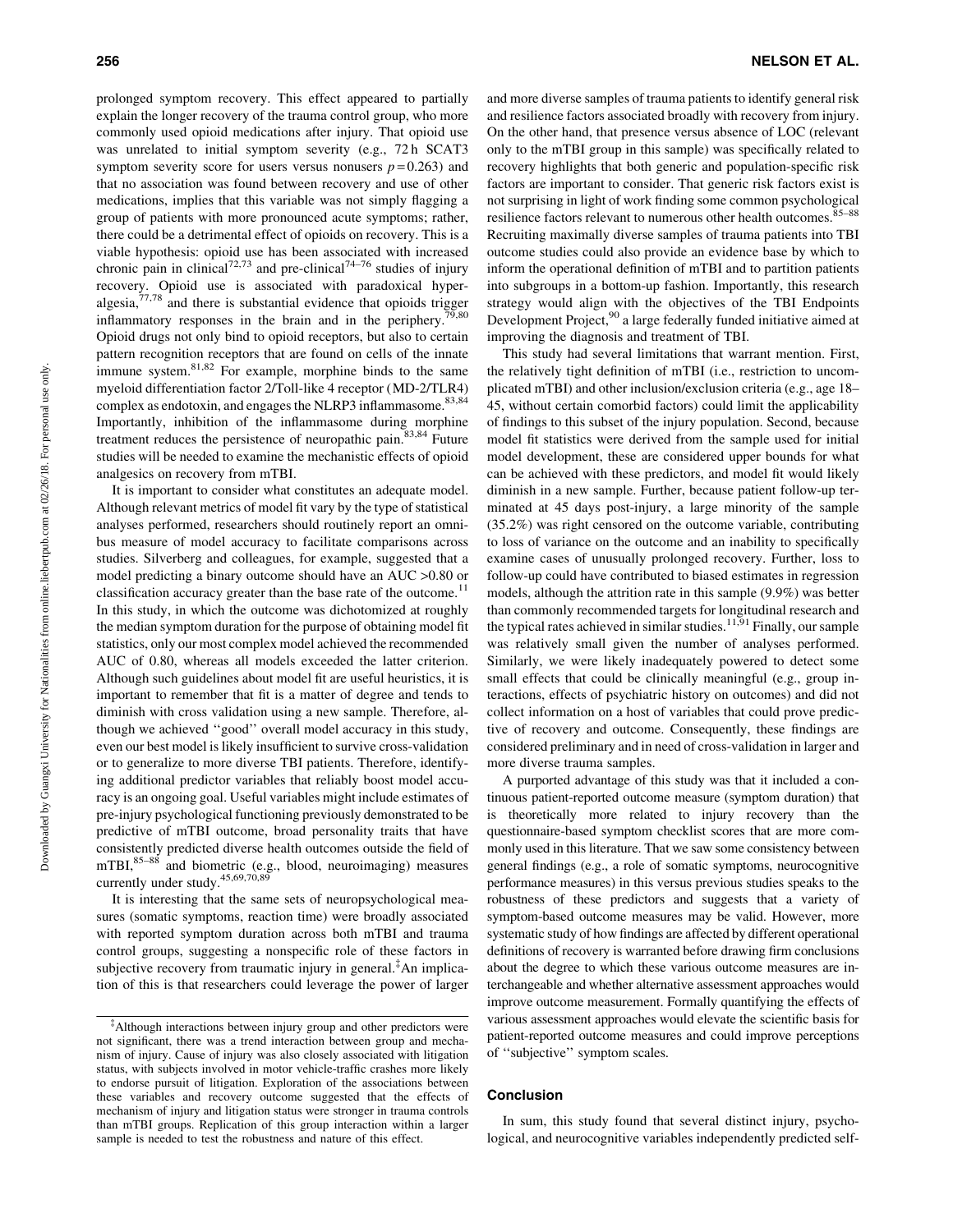prolonged symptom recovery. This effect appeared to partially explain the longer recovery of the trauma control group, who more commonly used opioid medications after injury. That opioid use was unrelated to initial symptom severity (e.g., 72 h SCAT3 symptom severity score for users versus nonusers $p = 0.263$) and that no association was found between recovery and use of other medications, implies that this variable was not simply flagging a group of patients with more pronounced acute symptoms; rather, there could be a detrimental effect of opioids on recovery. This is a viable hypothesis: opioid use has been associated with increased chronic pain in clinical[72,73] and pre-clinical[74–76] studies of injury recovery. Opioid use is associated with paradoxical hyperalgesia,[77,78] and there is substantial evidence that opioids trigger inflammatory responses in the brain and in the periphery.[79,80] Opioid drugs not only bind to opioid receptors, but also to certain pattern recognition receptors that are found on cells of the innate immune system.[81,82] For example, morphine binds to the same myeloid differentiation factor 2/Toll-like 4 receptor (MD-2/TLR4) complex as endotoxin, and engages the NLRP3 inflammasome.[83,84] Importantly, inhibition of the inflammasome during morphine treatment reduces the persistence of neuropathic pain.[83,84] Future studies will be needed to examine the mechanistic effects of opioid analgesics on recovery from mTBI.

It is important to consider what constitutes an adequate model. Although relevant metrics of model fit vary by the type of statistical analyses performed, researchers should routinely report an omnibus measure of model accuracy to facilitate comparisons across studies. Silverberg and colleagues, for example, suggested that a model predicting a binary outcome should have an AUC >0.80 or classification accuracy greater than the base rate of the outcome.[11] In this study, in which the outcome was dichotomized at roughly the median symptom duration for the purpose of obtaining model fit statistics, only our most complex model achieved the recommended AUC of 0.80, whereas all models exceeded the latter criterion. Although such guidelines about model fit are useful heuristics, it is important to remember that fit is a matter of degree and tends to diminish with cross validation using a new sample. Therefore, although we achieved "good" overall model accuracy in this study, even our best model is likely insufficient to survive cross-validation or to generalize to more diverse TBI patients. Therefore, identifying additional predictor variables that reliably boost model accuracy is an ongoing goal. Useful variables might include estimates of pre-injury psychological functioning previously demonstrated to be predictive of mTBI outcome, broad personality traits that have consistently predicted diverse health outcomes outside the field of mTBI,[85–88] and biometric (e.g., blood, neuroimaging) measures currently under study.[45,69,70,89]

It is interesting that the same sets of neuropsychological measures (somatic symptoms, reaction time) were broadly associated with reported symptom duration across both mTBI and trauma control groups, suggesting a nonspecific role of these factors in subjective recovery from traumatic injury in general.[‡] An implication of this is that researchers could leverage the power of larger and more diverse samples of trauma patients to identify general risk and resilience factors associated broadly with recovery from injury. On the other hand, that presence versus absence of LOC (relevant only to the mTBI group in this sample) was specifically related to recovery highlights that both generic and population-specific risk factors are important to consider. That generic risk factors exist is not surprising in light of work finding some common psychological resilience factors relevant to numerous other health outcomes.[85–88] Recruiting maximally diverse samples of trauma patients into TBI outcome studies could also provide an evidence base by which to inform the operational definition of mTBI and to partition patients into subgroups in a bottom-up fashion. Importantly, this research strategy would align with the objectives of the TBI Endpoints Development Project,[90] a large federally funded initiative aimed at improving the diagnosis and treatment of TBI.

This study had several limitations that warrant mention. First, the relatively tight definition of mTBI (i.e., restriction to uncomplicated mTBI) and other inclusion/exclusion criteria (e.g., age 18–45, without certain comorbid factors) could limit the applicability of findings to this subset of the injury population. Second, because model fit statistics were derived from the sample used for initial model development, these are considered upper bounds for what can be achieved with these predictors, and model fit would likely diminish in a new sample. Further, because patient follow-up terminated at 45 days post-injury, a large minority of the sample (35.2%) was right censored on the outcome variable, contributing to loss of variance on the outcome and an inability to specifically examine cases of unusually prolonged recovery. Further, loss to follow-up could have contributed to biased estimates in regression models, although the attrition rate in this sample (9.9%) was better than commonly recommended targets for longitudinal research and the typical rates achieved in similar studies.[11,91] Finally, our sample was relatively small given the number of analyses performed. Similarly, we were likely inadequately powered to detect some small effects that could be clinically meaningful (e.g., group interactions, effects of psychiatric history on outcomes) and did not collect information on a host of variables that could prove predictive of recovery and outcome. Consequently, these findings are considered preliminary and in need of cross-validation in larger and more diverse trauma samples.

A purported advantage of this study was that it included a continuous patient-reported outcome measure (symptom duration) that is theoretically more related to injury recovery than the questionnaire-based symptom checklist scores that are more commonly used in this literature. That we saw some consistency between general findings (e.g., a role of somatic symptoms, neurocognitive performance measures) in this versus previous studies speaks to the robustness of these predictors and suggests that a variety of symptom-based outcome measures may be valid. However, more systematic study of how findings are affected by different operational definitions of recovery is warranted before drawing firm conclusions about the degree to which these various outcome measures are interchangeable and whether alternative assessment approaches would improve outcome measurement. Formally quantifying the effects of various assessment approaches would elevate the scientific basis for patient-reported outcome measures and could improve perceptions of "subjective" symptom scales.

## Conclusion

In sum, this study found that several distinct injury, psychological, and neurocognitive variables independently predicted self-

[‡]Although interactions between injury group and other predictors were not significant, there was a trend interaction between group and mechanism of injury. Cause of injury was also closely associated with litigation status, with subjects involved in motor vehicle-traffic crashes more likely to endorse pursuit of litigation. Exploration of the associations between these variables and recovery outcome suggested that the effects of mechanism of injury and litigation status were stronger in trauma controls than mTBI groups. Replication of this group interaction within a larger sample is needed to test the robustness and nature of this effect.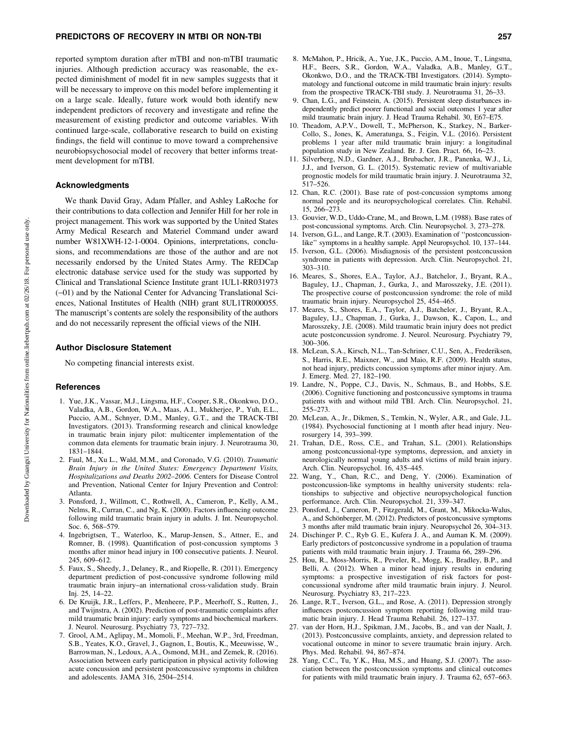reported symptom duration after mTBI and non-mTBI traumatic injuries. Although prediction accuracy was reasonable, the expected diminishment of model fit in new samples suggests that it will be necessary to improve on this model before implementing it on a large scale. Ideally, future work would both identify new independent predictors of recovery and investigate and refine the measurement of existing predictor and outcome variables. With continued large-scale, collaborative research to build on existing findings, the field will continue to move toward a comprehensive neurobiopsychosocial model of recovery that better informs treatment development for mTBI.

## Acknowledgments

We thank David Gray, Adam Pfaller, and Ashley LaRoche for their contributions to data collection and Jennifer Hill for her role in project management. This work was supported by the United States Army Medical Research and Materiel Command under award number W81XWH-12-1-0004. Opinions, interpretations, conclusions, and recommendations are those of the author and are not necessarily endorsed by the United States Army. The REDCap electronic database service used for the study was supported by Clinical and Translational Science Institute grant 1UL1-RR031973 (–01) and by the National Center for Advancing Translational Sciences, National Institutes of Health (NIH) grant 8UL1TR000055. The manuscript's contents are solely the responsibility of the authors and do not necessarily represent the official views of the NIH.

## Author Disclosure Statement

No competing financial interests exist.

## References

1. Yue, J.K., Vassar, M.J., Lingsma, H.F., Cooper, S.R., Okonkwo, D.O., Valadka, A.B., Gordon, W.A., Maas, A.I., Mukherjee, P., Yuh, E.L., Puccio, A.M., Schnyer, D.M., Manley, G.T., and the TRACK-TBI Investigators. (2013). Transforming research and clinical knowledge in traumatic brain injury pilot: multicenter implementation of the common data elements for traumatic brain injury. J. Neurotrauma 30, 1831–1844.
2. Faul, M., Xu L., Wald, M.M., and Coronado, V.G. (2010). *Traumatic Brain Injury in the United States: Emergency Department Visits, Hospitalizations and Deaths 2002–2006.* Centers for Disease Control and Prevention, National Center for Injury Prevention and Control: Atlanta.
3. Ponsford, J., Willmott, C., Rothwell, A., Cameron, P., Kelly, A.M., Nelms, R., Curran, C., and Ng, K. (2000). Factors influencing outcome following mild traumatic brain injury in adults. J. Int. Neuropsychol. Soc. 6, 568–579.
4. Ingebrigtsen, T., Waterloo, K., Marup-Jensen, S., Attner, E., and Romner, B. (1998). Quantification of post-concussion symptoms 3 months after minor head injury in 100 consecutive patients. J. Neurol. 245, 609–612.
5. Faux, S., Sheedy, J., Delaney, R., and Riopelle, R. (2011). Emergency department prediction of post-concussive syndrome following mild traumatic brain injury–an international cross-validation study. Brain Inj. 25, 14–22.
6. De Kruijk, J.R., Leffers, P., Menheere, P.P., Meerhoff, S., Rutten, J., and Twijnstra, A. (2002). Prediction of post-traumatic complaints after mild traumatic brain injury: early symptoms and biochemical markers. J. Neurol. Neurosurg. Psychiatry 73, 727–732.
7. Grool, A.M., Aglipay, M., Momoli, F., Meehan, W.P., 3rd, Freedman, S.B., Yeates, K.O., Gravel, J., Gagnon, I., Boutis, K., Meeuwisse, W., Barrowman, N., Ledoux, A.A., Osmond, M.H., and Zemek, R. (2016). Association between early participation in physical activity following acute concussion and persistent postconcussive symptoms in children and adolescents. JAMA 316, 2504–2514.
8. McMahon, P., Hricik, A., Yue, J.K., Puccio, A.M., Inoue, T., Lingsma, H.F., Beers, S.R., Gordon, W.A., Valadka, A.B., Manley, G.T., Okonkwo, D.O., and the TRACK-TBI Investigators. (2014). Symptomatology and functional outcome in mild traumatic brain injury: results from the prospective TRACK-TBI study. J. Neurotrauma 31, 26–33.
9. Chan, L.G., and Feinstein, A. (2015). Persistent sleep disturbances independently predict poorer functional and social outcomes 1 year after mild traumatic brain injury. J. Head Trauma Rehabil. 30, E67–E75.
10. Theadom, A.P.V., Dowell, T., McPherson, K., Starkey, N., Barker-Collo, S., Jones, K, Ameratunga, S., Feigin, V.L. (2016). Persistent problems 1 year after mild traumatic brain injury: a longitudinal population study in New Zealand. Br. J. Gen. Pract. 66, 16–23.
11. Silverberg, N.D., Gardner, A.J., Brubacher, J.R., Panenka, W.J., Li, J.J., and Iverson, G. L. (2015). Systematic review of multivariable prognostic models for mild traumatic brain injury. J. Neurotrauma 32, 517–526.
12. Chan, R.C. (2001). Base rate of post-concussion symptoms among normal people and its neuropsychological correlates. Clin. Rehabil. 15, 266–273.
13. Gouvier, W.D., Uddo-Crane, M., and Brown, L.M. (1988). Base rates of post-concussional symptoms. Arch. Clin. Neuropsychol. 3, 273–278.
14. Iverson, G.L., and Lange, R.T. (2003). Examination of ''postconcussion-like'' symptoms in a healthy sample. Appl Neuropsychol. 10, 137–144.
15. Iverson, G.L. (2006). Misdiagnosis of the persistent postconcussion syndrome in patients with depression. Arch. Clin. Neuropsychol. 21, 303–310.
16. Meares, S., Shores, E.A., Taylor, A.J., Batchelor, J., Bryant, R.A., Baguley, I.J., Chapman, J., Gurka, J., and Marosszeky, J.E. (2011). The prospective course of postconcussion syndrome: the role of mild traumatic brain injury. Neuropsychol 25, 454–465.
17. Meares, S., Shores, E.A., Taylor, A.J., Batchelor, J., Bryant, R.A., Baguley, I.J., Chapman, J., Gurka, J., Dawson, K., Capon, L., and Marosszeky, J.E. (2008). Mild traumatic brain injury does not predict acute postconcussion syndrome. J. Neurol. Neurosurg. Psychiatry 79, 300–306.
18. McLean, S.A., Kirsch, N.L., Tan-Schriner, C.U., Sen, A., Frederiksen, S., Harris, R.E., Maixner, W., and Maio, R.F. (2009). Health status, not head injury, predicts concussion symptoms after minor injury. Am. J. Emerg. Med. 27, 182–190.
19. Landre, N., Poppe, C.J., Davis, N., Schmaus, B., and Hobbs, S.E. (2006). Cognitive functioning and postconcussive symptoms in trauma patients with and without mild TBI. Arch. Clin. Neuropsychol. 21, 255–273.
20. McLean, A., Jr., Dikmen, S., Temkin, N., Wyler, A.R., and Gale, J.L. (1984). Psychosocial functioning at 1 month after head injury. Neurosurgery 14, 393–399.
21. Trahan, D.E., Ross, C.E., and Trahan, S.L. (2001). Relationships among postconcussional-type symptoms, depression, and anxiety in neurologically normal young adults and victims of mild brain injury. Arch. Clin. Neuropsychol. 16, 435–445.
22. Wang, Y., Chan, R.C., and Deng, Y. (2006). Examination of postconcussion-like symptoms in healthy university students: relationships to subjective and objective neuropsychological function performance. Arch. Clin. Neuropsychol. 21, 339–347.
23. Ponsford, J., Cameron, P., Fitzgerald, M., Grant, M., Mikocka-Walus, A., and Schönberger, M. (2012). Predictors of postconcussive symptoms 3 months after mild traumatic brain injury. Neuropsychol 26, 304–313.
24. Dischinger P. C., Ryb G. E., Kufera J. A., and Auman K. M. (2009). Early predictors of postconcussive syndrome in a population of trauma patients with mild traumatic brain injury. J. Trauma 66, 289–296.
25. Hou, R., Moss-Morris, R., Peveler, R., Mogg, K., Bradley, B.P., and Belli, A. (2012). When a minor head injury results in enduring symptoms: a prospective investigation of risk factors for post-concussional syndrome after mild traumatic brain injury. J. Neurol. Neurosurg. Psychiatry 83, 217–223.
26. Lange, R.T., Iverson, G.L., and Rose, A. (2011). Depression strongly influences postconcussion symptom reporting following mild traumatic brain injury. J. Head Trauma Rehabil. 26, 127–137.
27. van der Horn, H.J., Spikman, J.M., Jacobs, B., and van der Naalt, J. (2013). Postconcussive complaints, anxiety, and depression related to vocational outcome in minor to severe traumatic brain injury. Arch. Phys. Med. Rehabil. 94, 867–874.
28. Yang, C.C., Tu, Y.K., Hua, M.S., and Huang, S.J. (2007). The association between the postconcussion symptoms and clinical outcomes for patients with mild traumatic brain injury. J. Trauma 62, 657–663.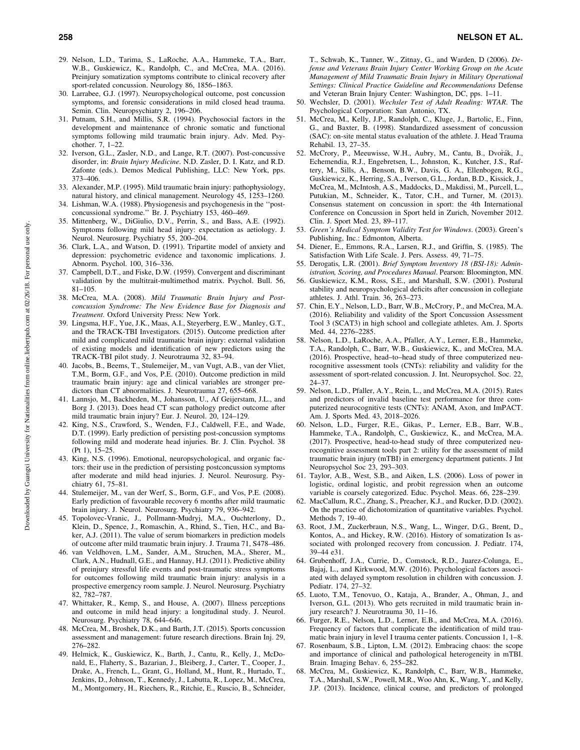29. Nelson, L.D., Tarima, S., LaRoche, A.A., Hammeke, T.A., Barr, W.B., Guskiewicz, K., Randolph, C., and McCrea, M.A. (2016). Preinjury somatization symptoms contribute to clinical recovery after sport-related concussion. Neurology 86, 1856–1863.
30. Larrabee, G.J. (1997). Neuropsychological outcome, post concussion symptoms, and forensic considerations in mild closed head trauma. Semin. Clin. Neuropsychiatry 2, 196–206.
31. Putnam, S.H., and Millis, S.R. (1994). Psychosocial factors in the development and maintenance of chronic somatic and functional symptoms following mild traumatic brain injury. Adv. Med. Psychother. 7, 1–22.
32. Iverson, G.L., Zasler, N.D., and Lange, R.T. (2007). Post-concussive disorder, in: *Brain Injury Medicine*. N.D. Zasler, D. I. Katz, and R.D. Zafonte (eds.). Demos Medical Publishing, LLC: New York, pps. 373–406.
33. Alexander, M.P. (1995). Mild traumatic brain injury: pathophysiology, natural history, and clinical management. Neurology 45, 1253–1260.
34. Lishman, W.A. (1988). Physiogenesis and psychogenesis in the ''post-concussional syndrome.'' Br. J. Psychiatry 153, 460–469.
35. Mittenberg, W., DiGiulio, D.V., Perrin, S., and Bass, A.E. (1992). Symptoms following mild head injury: expectation as aetiology. J. Neurol. Neurosurg. Psychiatry 55, 200–204.
36. Clark, L.A., and Watson, D. (1991). Tripartite model of anxiety and depression: psychometric evidence and taxonomic implications. J. Abnorm. Psychol. 100, 316–336.
37. Campbell, D.T., and Fiske, D.W. (1959). Convergent and discriminant validation by the multitrait-multimethod matrix. Psychol. Bull. 56, 81–105.
38. McCrea, M.A. (2008). *Mild Traumatic Brain Injury and Postconcussion Syndrome: The New Evidence Base for Diagnosis and Treatment*. Oxford University Press: New York.
39. Lingsma, H.F., Yue, J.K., Maas, A.I., Steyerberg, E.W., Manley, G.T., and the TRACK-TBI Investigators. (2015). Outcome prediction after mild and complicated mild traumatic brain injury: external validation of existing models and identification of new predictors using the TRACK-TBI pilot study. J. Neurotrauma 32, 83–94.
40. Jacobs, B., Beems, T., Stulemeijer, M., van Vugt, A.B., van der Vliet, T.M., Borm, G.F., and Vos, P.E. (2010). Outcome prediction in mild traumatic brain injury: age and clinical variables are stronger predictors than CT abnormalities. J. Neurotrauma 27, 655–668.
41. Lannsjo, M., Backheden, M., Johansson, U., Af Geijerstam, J.L., and Borg J. (2013). Does head CT scan pathology predict outcome after mild traumatic brain injury? Eur. J. Neurol. 20, 124–129.
42. King, N.S., Crawford, S., Wenden, F.J., Caldwell, F.E., and Wade, D.T. (1999). Early prediction of persisting post-concussion symptoms following mild and moderate head injuries. Br. J. Clin. Psychol. 38 (Pt 1), 15–25.
43. King, N.S. (1996). Emotional, neuropsychological, and organic factors: their use in the prediction of persisting postconcussion symptoms after moderate and mild head injuries. J. Neurol. Neurosurg. Psychiatry 61, 75–81.
44. Stulemeijer, M., van der Werf, S., Borm, G.F., and Vos, P.E. (2008). Early prediction of favourable recovery 6 months after mild traumatic brain injury. J. Neurol. Neurosurg. Psychiatry 79, 936–942.
45. Topolovec-Vranic, J., Pollmann-Mudryj, M.A., Ouchterlony, D., Klein, D., Spence, J., Romaschin, A., Rhind, S., Tien, H.C., and Baker, A.J. (2011). The value of serum biomarkers in prediction models of outcome after mild traumatic brain injury. J. Trauma 71, S478–486.
46. van Veldhoven, L.M., Sander, A.M., Struchen, M.A., Sherer, M., Clark, A.N., Hudnall, G.E., and Hannay, H.J. (2011). Predictive ability of preinjury stressful life events and post-traumatic stress symptoms for outcomes following mild traumatic brain injury: analysis in a prospective emergency room sample. J. Neurol. Neurosurg. Psychiatry 82, 782–787.
47. Whittaker, R., Kemp, S., and House, A. (2007). Illness perceptions and outcome in mild head injury: a longitudinal study. J. Neurol. Neurosurg. Psychiatry 78, 644–646.
48. McCrea, M., Broshek, D.K., and Barth, J.T. (2015). Sports concussion assessment and management: future research directions. Brain Inj. 29, 276–282.
49. Helmick, K., Guskiewicz, K., Barth, J., Cantu, R., Kelly, J., McDonald, E., Flaherty, S., Bazarian, J., Bleiberg, J., Carter, T., Cooper, J., Drake, A., French, L., Grant, G., Holland, M., Hunt, R., Hurtado, T., Jenkins, D., Johnson, T., Kennedy, J., Labutta, R., Lopez, M., McCrea, M., Montgomery, H., Riechers, R., Ritchie, E., Ruscio, B., Schneider, T., Schwab, K., Tanner, W., Zitnay, G., and Warden, D (2006). *Defense and Veterans Brain Injury Center Working Group on the Acute Management of Mild Traumatic Brain Injury in Military Operational Settings: Clinical Practice Guideline and Recommendations* Defense and Veteran Brain Injury Center: Washington, DC, pps. 1–11.
50. Wechsler, D. (2001). *Wechsler Test of Adult Reading: WTAR*. The Psychological Corporation: San Antonio, TX.
51. McCrea, M., Kelly, J.P., Randolph, C., Kluge, J., Bartolic, E., Finn, G., and Baxter, B. (1998). Standardized assessment of concussion (SAC): on-site mental status evaluation of the athlete. J. Head Trauma Rehabil. 13, 27–35.
52. McCrory, P., Meeuwisse, W.H., Aubry, M., Cantu, B., Dvořák, J., Echemendia, R.J., Engebretsen, L., Johnston, K., Kutcher, J.S., Raftery, M., Sills, A., Benson, B.W., Davis, G. A., Ellenbogen, R.G., Guskiewicz, K., Herring, S.A., Iverson, G.L., Jordan, B.D., Kissick, J., McCrea, M., McIntosh, A.S., Maddocks, D., Makdissi, M., Purcell, L., Putukian, M., Schneider, K., Tator, C.H., and Turner, M. (2013). Consensus statement on concussion in sport: the 4th International Conference on Concussion in Sport held in Zurich, November 2012. Clin. J. Sport Med. 23, 89–117.
53. *Green's Medical Symptom Validity Test for Windows*. (2003). Green's Publishing, Inc.: Edmonton, Alberta.
54. Diener, E., Emmons, R.A., Larsen, R.J., and Griffin, S. (1985). The Satisfaction With Life Scale. J. Pers. Assess. 49, 71–75.
55. Derogatis, L.R. (2001). *Brief Symptom Inventory 18 (BSI-18): Administration, Scoring, and Procedures Manual*. Pearson: Bloomington, MN.
56. Guskiewicz, K.M., Ross, S.E., and Marshall, S.W. (2001). Postural stability and neuropsychological deficits after concussion in collegiate athletes. J. Athl. Train. 36, 263–273.
57. Chin, E.Y., Nelson, L.D., Barr, W.B., McCrory, P., and McCrea, M.A. (2016). Reliability and validity of the Sport Concussion Assessment Tool 3 (SCAT3) in high school and collegiate athletes. Am. J. Sports Med. 44, 2276–2285.
58. Nelson, L.D., LaRoche, A.A., Pfaller, A.Y., Lerner, E.B., Hammeke, T.A., Randolph, C., Barr, W.B., Guskiewicz, K., and McCrea, M.A. (2016). Prospective, head–to–head study of three computerized neurocognitive assessment tools (CNTs): reliability and validity for the assessment of sport-related concussion. J. Int. Neuropsychol. Soc. 22, 24–37.
59. Nelson, L.D., Pfaller, A.Y., Rein, L., and McCrea, M.A. (2015). Rates and predictors of invalid baseline test performance for three computerized neurocognitive tests (CNTs): ANAM, Axon, and ImPACT. Am. J. Sports Med. 43, 2018–2026.
60. Nelson, L.D., Furger, R.E., Gikas, P., Lerner, E.B., Barr, W.B., Hammeke, T.A., Randolph, C., Guskiewicz, K., and McCrea, M.A. (2017). Prospective, head-to-head study of three computerized neurocognitive assessment tools part 2: utility for the assessment of mild traumatic brain injury (mTBI) in emergency department patients. J Int Neuropsychol Soc 23, 293–303.
61. Taylor, A.B., West, S.B., and Aiken, L.S. (2006). Loss of power in logistic, ordinal logistic, and probit regression when an outcome variable is coarsely categorized. Educ. Psychol. Meas. 66, 228–239.
62. MacCallum, R.C., Zhang, S., Preacher, K.J., and Rucker, D.D. (2002). On the practice of dichotomization of quantitative variables. Psychol. Methods 7, 19–40.
63. Root, J.M., Zuckerbraun, N.S., Wang, L., Winger, D.G., Brent, D., Kontos, A., and Hickey, R.W. (2016). History of somatization Is associated with prolonged recovery from concussion. J. Pediatr. 174, 39–44 e31.
64. Grubenhoff, J.A., Currie, D., Comstock, R.D., Juarez-Colunga, E., Bajaj, L., and Kirkwood, M.W. (2016). Psychological factors associated with delayed symptom resolution in children with concussion. J. Pediatr. 174, 27–32.
65. Luoto, T.M., Tenovuo, O., Kataja, A., Brander, A., Ohman, J., and Iverson, G.L. (2013). Who gets recruited in mild traumatic brain injury research? J. Neurotrauma 30, 11–16.
66. Furger, R.E., Nelson, L.D., Lerner, E.B., and McCrea, M.A. (2016). Frequency of factors that complicate the identification of mild traumatic brain injury in level I trauma center patients. Concussion 1, 1–8.
67. Rosenbaum, S.B., Lipton, L.M. (2012). Embracing chaos: the scope and importance of clinical and pathological heterogeneity in mTBI. Brain. Imaging Behav. 6, 255–282.
68. McCrea, M., Guskiewicz, K., Randolph, C., Barr, W.B., Hammeke, T.A., Marshall, S.W., Powell, M.R., Woo Ahn, K., Wang, Y., and Kelly, J.P. (2013). Incidence, clinical course, and predictors of prolonged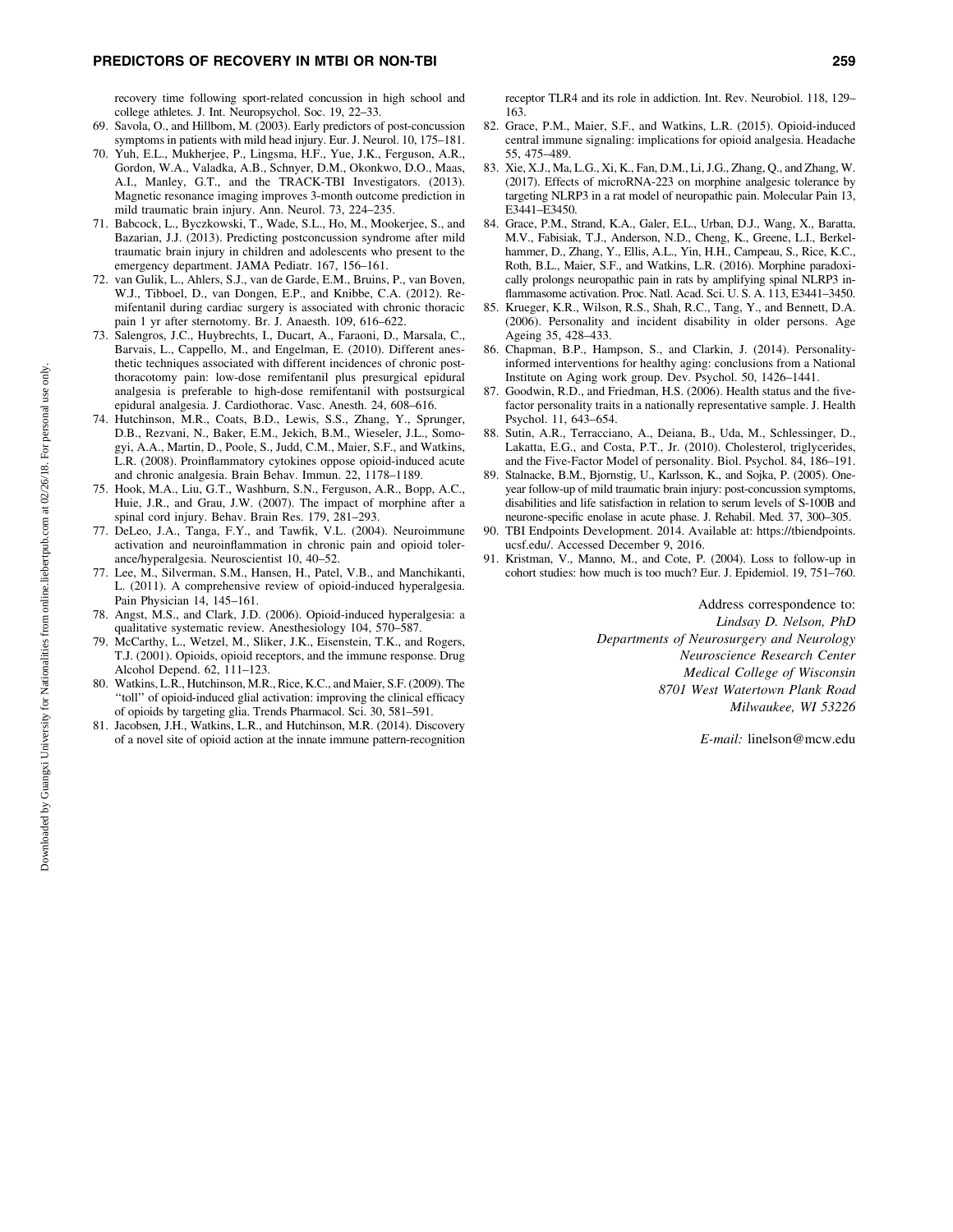recovery time following sport-related concussion in high school and college athletes. J. Int. Neuropsychol. Soc. 19, 22–33.

69. Savola, O., and Hillbom, M. (2003). Early predictors of post-concussion symptoms in patients with mild head injury. Eur. J. Neurol. 10, 175–181.
70. Yuh, E.L., Mukherjee, P., Lingsma, H.F., Yue, J.K., Ferguson, A.R., Gordon, W.A., Valadka, A.B., Schnyer, D.M., Okonkwo, D.O., Maas, A.I., Manley, G.T., and the TRACK-TBI Investigators. (2013). Magnetic resonance imaging improves 3-month outcome prediction in mild traumatic brain injury. Ann. Neurol. 73, 224–235.
71. Babcock, L., Byczkowski, T., Wade, S.L., Ho, M., Mookerjee, S., and Bazarian, J.J. (2013). Predicting postconcussion syndrome after mild traumatic brain injury in children and adolescents who present to the emergency department. JAMA Pediatr. 167, 156–161.
72. van Gulik, L., Ahlers, S.J., van de Garde, E.M., Bruins, P., van Boven, W.J., Tibboel, D., van Dongen, E.P., and Knibbe, C.A. (2012). Remifentanil during cardiac surgery is associated with chronic thoracic pain 1 yr after sternotomy. Br. J. Anaesth. 109, 616–622.
73. Salengros, J.C., Huybrechts, I., Ducart, A., Faraoni, D., Marsala, C., Barvais, L., Cappello, M., and Engelman, E. (2010). Different anesthetic techniques associated with different incidences of chronic post-thoracotomy pain: low-dose remifentanil plus presurgical epidural analgesia is preferable to high-dose remifentanil with postsurgical epidural analgesia. J. Cardiothorac. Vasc. Anesth. 24, 608–616.
74. Hutchinson, M.R., Coats, B.D., Lewis, S.S., Zhang, Y., Sprunger, D.B., Rezvani, N., Baker, E.M., Jekich, B.M., Wieseler, J.L., Somogyi, A.A., Martin, D., Poole, S., Judd, C.M., Maier, S.F., and Watkins, L.R. (2008). Proinflammatory cytokines oppose opioid-induced acute and chronic analgesia. Brain Behav. Immun. 22, 1178–1189.
75. Hook, M.A., Liu, G.T., Washburn, S.N., Ferguson, A.R., Bopp, A.C., Huie, J.R., and Grau, J.W. (2007). The impact of morphine after a spinal cord injury. Behav. Brain Res. 179, 281–293.
77. DeLeo, J.A., Tanga, F.Y., and Tawfik, V.L. (2004). Neuroimmune activation and neuroinflammation in chronic pain and opioid tolerance/hyperalgesia. Neuroscientist 10, 40–52.
77. Lee, M., Silverman, S.M., Hansen, H., Patel, V.B., and Manchikanti, L. (2011). A comprehensive review of opioid-induced hyperalgesia. Pain Physician 14, 145–161.
78. Angst, M.S., and Clark, J.D. (2006). Opioid-induced hyperalgesia: a qualitative systematic review. Anesthesiology 104, 570–587.
79. McCarthy, L., Wetzel, M., Sliker, J.K., Eisenstein, T.K., and Rogers, T.J. (2001). Opioids, opioid receptors, and the immune response. Drug Alcohol Depend. 62, 111–123.
80. Watkins, L.R., Hutchinson, M.R., Rice, K.C., and Maier, S.F. (2009). The ''toll'' of opioid-induced glial activation: improving the clinical efficacy of opioids by targeting glia. Trends Pharmacol. Sci. 30, 581–591.
81. Jacobsen, J.H., Watkins, L.R., and Hutchinson, M.R. (2014). Discovery of a novel site of opioid action at the innate immune pattern-recognition receptor TLR4 and its role in addiction. Int. Rev. Neurobiol. 118, 129–163.
82. Grace, P.M., Maier, S.F., and Watkins, L.R. (2015). Opioid-induced central immune signaling: implications for opioid analgesia. Headache 55, 475–489.
83. Xie, X.J., Ma, L.G., Xi, K., Fan, D.M., Li, J.G., Zhang, Q., and Zhang, W. (2017). Effects of microRNA-223 on morphine analgesic tolerance by targeting NLRP3 in a rat model of neuropathic pain. Molecular Pain 13, E3441–E3450.
84. Grace, P.M., Strand, K.A., Galer, E.L., Urban, D.J., Wang, X., Baratta, M.V., Fabisiak, T.J., Anderson, N.D., Cheng, K., Greene, L.I., Berkelhammer, D., Zhang, Y., Ellis, A.L., Yin, H.H., Campeau, S., Rice, K.C., Roth, B.L., Maier, S.F., and Watkins, L.R. (2016). Morphine paradoxically prolongs neuropathic pain in rats by amplifying spinal NLRP3 inflammasome activation. Proc. Natl. Acad. Sci. U. S. A. 113, E3441–3450.
85. Krueger, K.R., Wilson, R.S., Shah, R.C., Tang, Y., and Bennett, D.A. (2006). Personality and incident disability in older persons. Age Ageing 35, 428–433.
86. Chapman, B.P., Hampson, S., and Clarkin, J. (2014). Personality-informed interventions for healthy aging: conclusions from a National Institute on Aging work group. Dev. Psychol. 50, 1426–1441.
87. Goodwin, R.D., and Friedman, H.S. (2006). Health status and the five-factor personality traits in a nationally representative sample. J. Health Psychol. 11, 643–654.
88. Sutin, A.R., Terracciano, A., Deiana, B., Uda, M., Schlessinger, D., Lakatta, E.G., and Costa, P.T., Jr. (2010). Cholesterol, triglycerides, and the Five-Factor Model of personality. Biol. Psychol. 84, 186–191.
89. Stalnacke, B.M., Bjornstig, U., Karlsson, K., and Sojka, P. (2005). One-year follow-up of mild traumatic brain injury: post-concussion symptoms, disabilities and life satisfaction in relation to serum levels of S-100B and neurone-specific enolase in acute phase. J. Rehabil. Med. 37, 300–305.
90. TBI Endpoints Development. 2014. Available at: https://tbiendpoints.ucsf.edu/. Accessed December 9, 2016.
91. Kristman, V., Manno, M., and Cote, P. (2004). Loss to follow-up in cohort studies: how much is too much? Eur. J. Epidemiol. 19, 751–760.

Address correspondence to:
*Lindsay D. Nelson, PhD*
*Departments of Neurosurgery and Neurology*
*Neuroscience Research Center*
*Medical College of Wisconsin*
*8701 West Watertown Plank Road*
*Milwaukee, WI 53226*

*E-mail:* linelson@mcw.edu